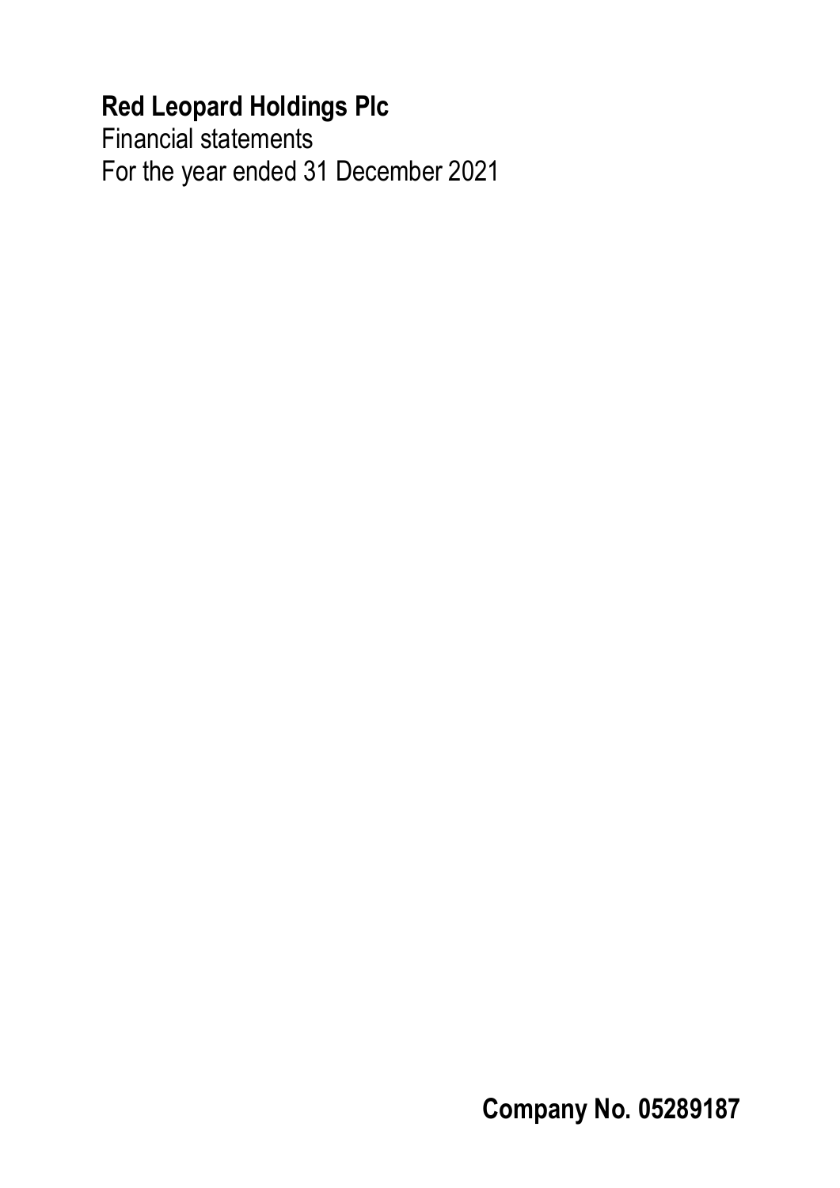# Red Leopard Holdings Plc

Financial statements

For the year ended 31 December 2021

**Company No. 05289187**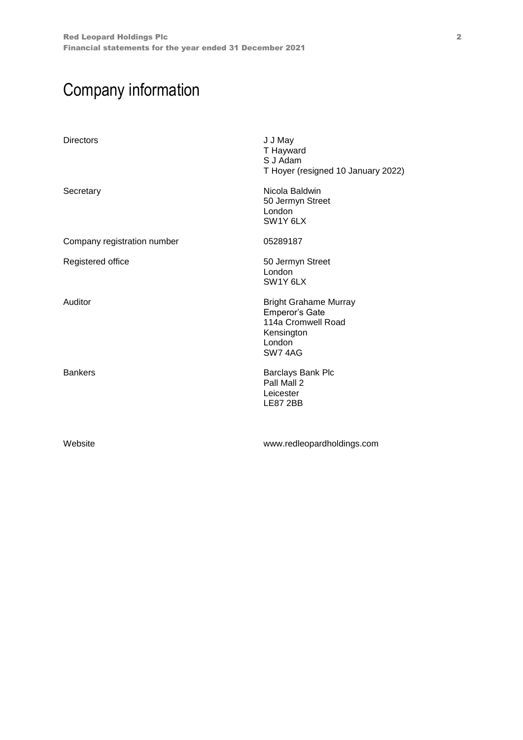# Company information

| | |
|---|---|
| Directors | J J May<br>T Hayward<br>S J Adam<br>T Hoyer (resigned 10 January 2022) |
| Secretary | Nicola Baldwin<br>50 Jermyn Street<br>London<br>SW1Y 6LX |
| Company registration number | 05289187 |
| Registered office | 50 Jermyn Street<br>London<br>SW1Y 6LX |
| Auditor | Bright Grahame Murray<br>Emperor's Gate<br>114a Cromwell Road<br>Kensington<br>London<br>SW7 4AG |
| Bankers | Barclays Bank Plc<br>Pall Mall 2<br>Leicester<br>LE87 2BB |
| Website | www.redleopardholdings.com |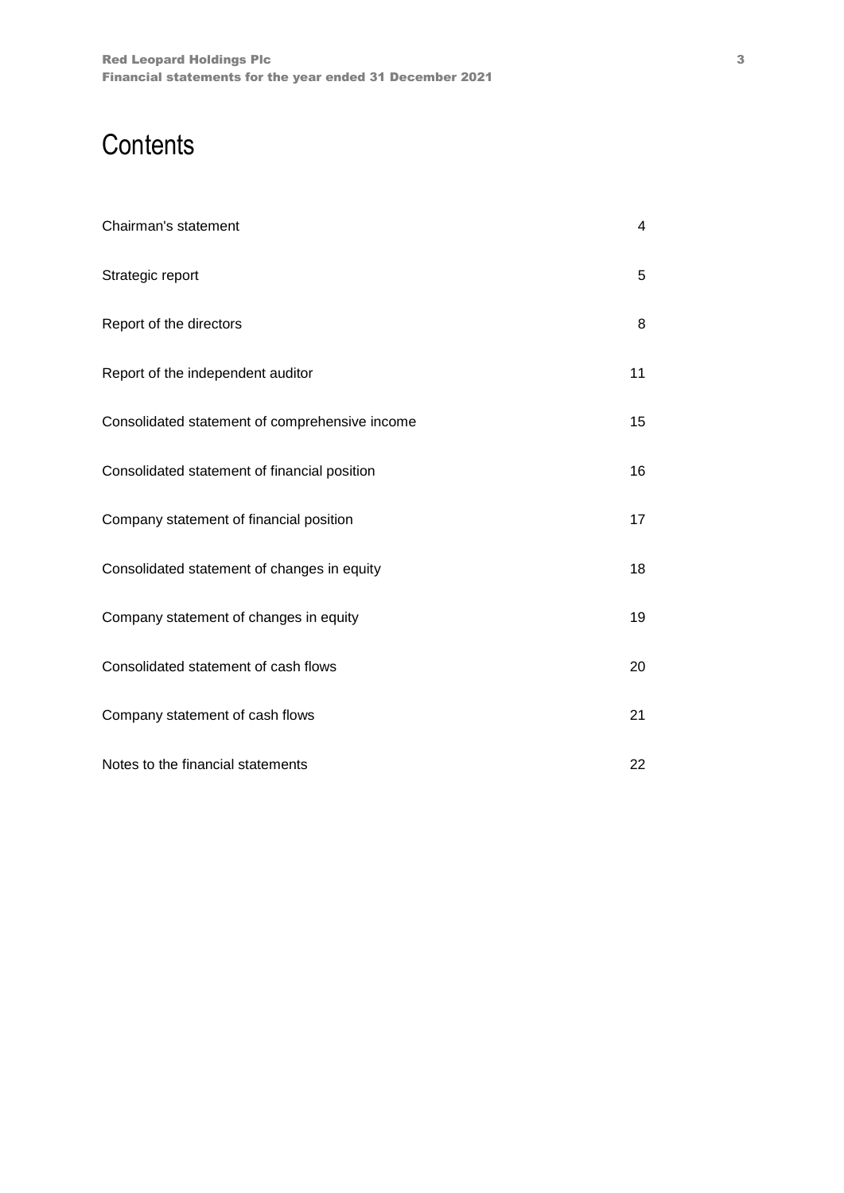# Contents

| | |
|---|---|
| Chairman's statement | 4 |
| Strategic report | 5 |
| Report of the directors | 8 |
| Report of the independent auditor | 11 |
| Consolidated statement of comprehensive income | 15 |
| Consolidated statement of financial position | 16 |
| Company statement of financial position | 17 |
| Consolidated statement of changes in equity | 18 |
| Company statement of changes in equity | 19 |
| Consolidated statement of cash flows | 20 |
| Company statement of cash flows | 21 |
| Notes to the financial statements | 22 |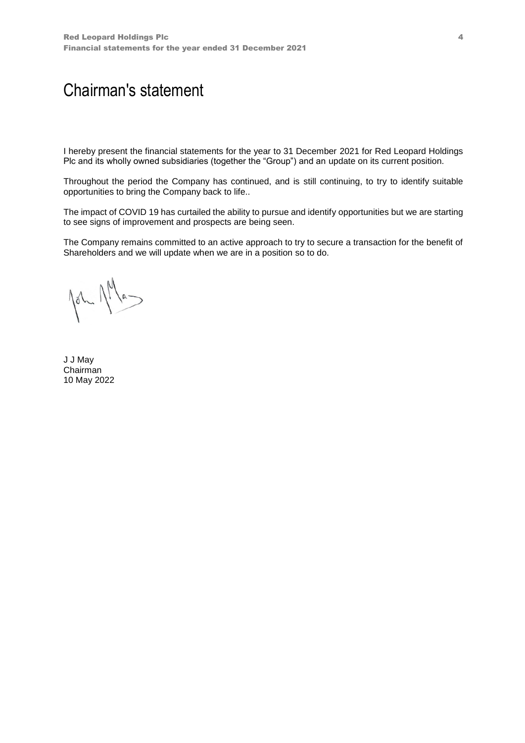# Chairman's statement

I hereby present the financial statements for the year to 31 December 2021 for Red Leopard Holdings Plc and its wholly owned subsidiaries (together the "Group") and an update on its current position.

Throughout the period the Company has continued, and is still continuing, to try to identify suitable opportunities to bring the Company back to life..

The impact of COVID 19 has curtailed the ability to pursue and identify opportunities but we are starting to see signs of improvement and prospects are being seen.

The Company remains committed to an active approach to try to secure a transaction for the benefit of Shareholders and we will update when we are in a position so to do.

J J May
Chairman
10 May 2022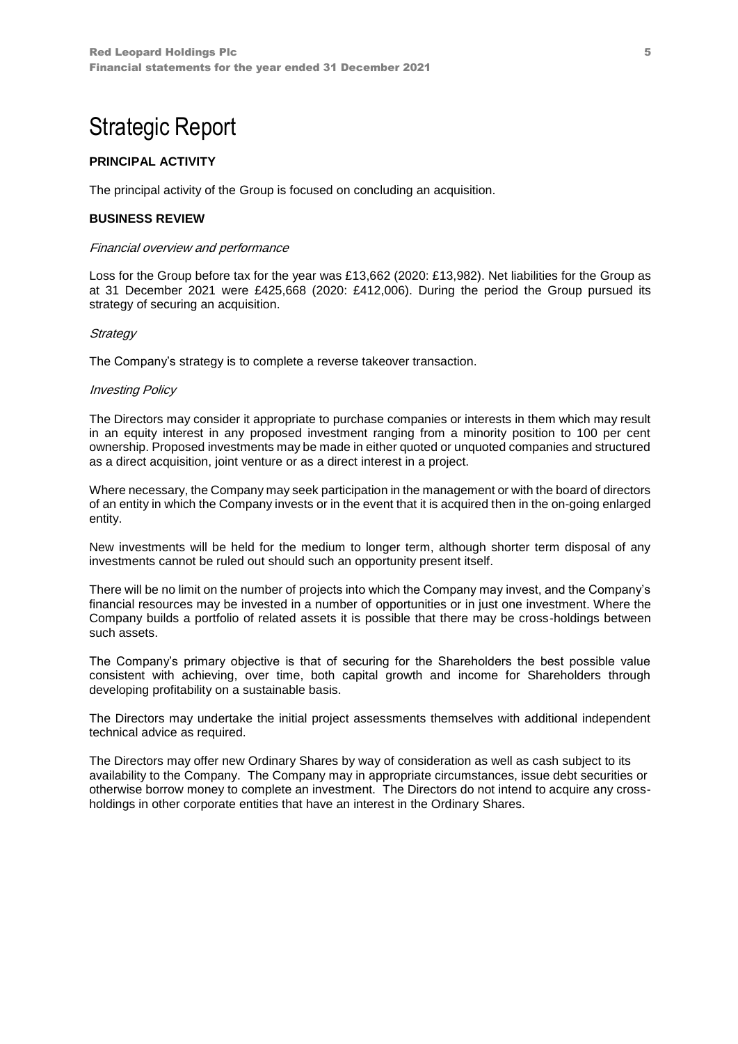# Strategic Report

## PRINCIPAL ACTIVITY

The principal activity of the Group is focused on concluding an acquisition.

## BUSINESS REVIEW

*Financial overview and performance*

Loss for the Group before tax for the year was £13,662 (2020: £13,982). Net liabilities for the Group as at 31 December 2021 were £425,668 (2020: £412,006). During the period the Group pursued its strategy of securing an acquisition.

*Strategy*

The Company's strategy is to complete a reverse takeover transaction.

*Investing Policy*

The Directors may consider it appropriate to purchase companies or interests in them which may result in an equity interest in any proposed investment ranging from a minority position to 100 per cent ownership. Proposed investments may be made in either quoted or unquoted companies and structured as a direct acquisition, joint venture or as a direct interest in a project.

Where necessary, the Company may seek participation in the management or with the board of directors of an entity in which the Company invests or in the event that it is acquired then in the on-going enlarged entity.

New investments will be held for the medium to longer term, although shorter term disposal of any investments cannot be ruled out should such an opportunity present itself.

There will be no limit on the number of projects into which the Company may invest, and the Company's financial resources may be invested in a number of opportunities or in just one investment. Where the Company builds a portfolio of related assets it is possible that there may be cross-holdings between such assets.

The Company's primary objective is that of securing for the Shareholders the best possible value consistent with achieving, over time, both capital growth and income for Shareholders through developing profitability on a sustainable basis.

The Directors may undertake the initial project assessments themselves with additional independent technical advice as required.

The Directors may offer new Ordinary Shares by way of consideration as well as cash subject to its availability to the Company. The Company may in appropriate circumstances, issue debt securities or otherwise borrow money to complete an investment. The Directors do not intend to acquire any cross-holdings in other corporate entities that have an interest in the Ordinary Shares.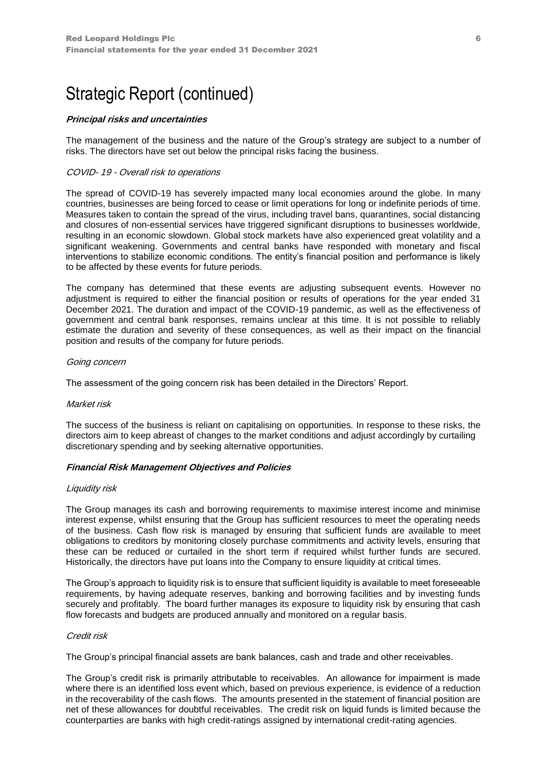# Strategic Report (continued)

***Principal risks and uncertainties***

The management of the business and the nature of the Group's strategy are subject to a number of risks. The directors have set out below the principal risks facing the business.

*COVID- 19 - Overall risk to operations*

The spread of COVID-19 has severely impacted many local economies around the globe. In many countries, businesses are being forced to cease or limit operations for long or indefinite periods of time. Measures taken to contain the spread of the virus, including travel bans, quarantines, social distancing and closures of non-essential services have triggered significant disruptions to businesses worldwide, resulting in an economic slowdown. Global stock markets have also experienced great volatility and a significant weakening. Governments and central banks have responded with monetary and fiscal interventions to stabilize economic conditions. The entity's financial position and performance is likely to be affected by these events for future periods.

The company has determined that these events are adjusting subsequent events. However no adjustment is required to either the financial position or results of operations for the year ended 31 December 2021. The duration and impact of the COVID-19 pandemic, as well as the effectiveness of government and central bank responses, remains unclear at this time. It is not possible to reliably estimate the duration and severity of these consequences, as well as their impact on the financial position and results of the company for future periods.

*Going concern*

The assessment of the going concern risk has been detailed in the Directors' Report.

*Market risk*

The success of the business is reliant on capitalising on opportunities. In response to these risks, the directors aim to keep abreast of changes to the market conditions and adjust accordingly by curtailing discretionary spending and by seeking alternative opportunities.

***Financial Risk Management Objectives and Policies***

*Liquidity risk*

The Group manages its cash and borrowing requirements to maximise interest income and minimise interest expense, whilst ensuring that the Group has sufficient resources to meet the operating needs of the business. Cash flow risk is managed by ensuring that sufficient funds are available to meet obligations to creditors by monitoring closely purchase commitments and activity levels, ensuring that these can be reduced or curtailed in the short term if required whilst further funds are secured. Historically, the directors have put loans into the Company to ensure liquidity at critical times.

The Group's approach to liquidity risk is to ensure that sufficient liquidity is available to meet foreseeable requirements, by having adequate reserves, banking and borrowing facilities and by investing funds securely and profitably. The board further manages its exposure to liquidity risk by ensuring that cash flow forecasts and budgets are produced annually and monitored on a regular basis.

*Credit risk*

The Group's principal financial assets are bank balances, cash and trade and other receivables.

The Group's credit risk is primarily attributable to receivables. An allowance for impairment is made where there is an identified loss event which, based on previous experience, is evidence of a reduction in the recoverability of the cash flows. The amounts presented in the statement of financial position are net of these allowances for doubtful receivables. The credit risk on liquid funds is limited because the counterparties are banks with high credit-ratings assigned by international credit-rating agencies.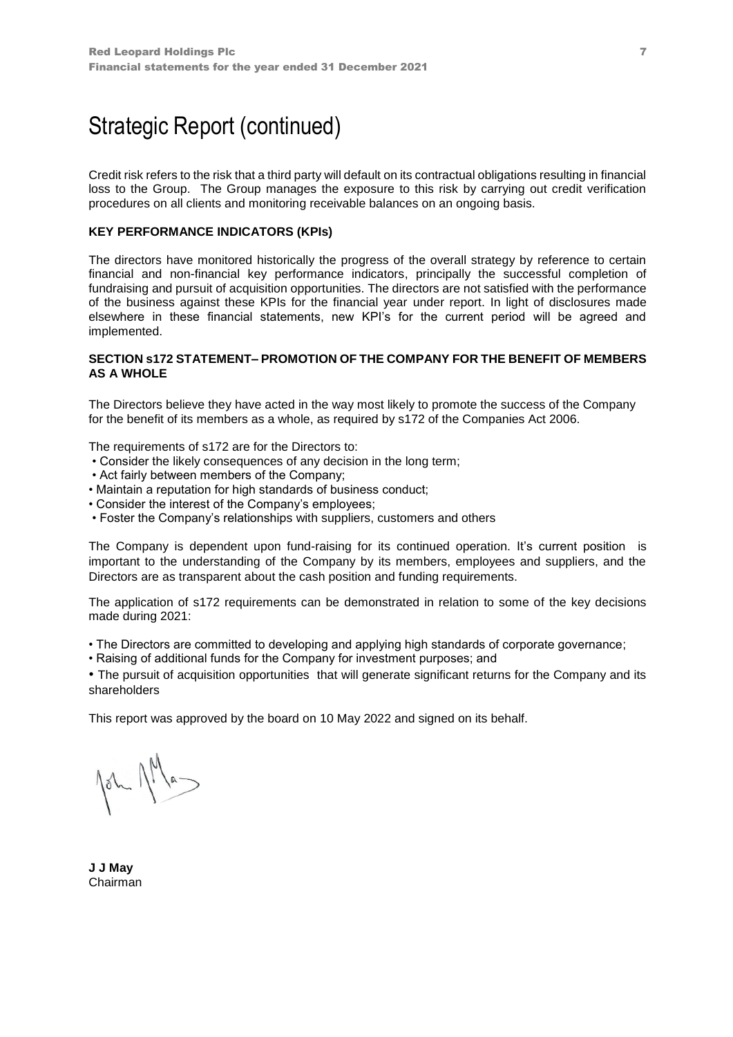# Strategic Report (continued)

Credit risk refers to the risk that a third party will default on its contractual obligations resulting in financial loss to the Group. The Group manages the exposure to this risk by carrying out credit verification procedures on all clients and monitoring receivable balances on an ongoing basis.

**KEY PERFORMANCE INDICATORS (KPIs)**

The directors have monitored historically the progress of the overall strategy by reference to certain financial and non-financial key performance indicators, principally the successful completion of fundraising and pursuit of acquisition opportunities. The directors are not satisfied with the performance of the business against these KPIs for the financial year under report. In light of disclosures made elsewhere in these financial statements, new KPI's for the current period will be agreed and implemented.

**SECTION s172 STATEMENT– PROMOTION OF THE COMPANY FOR THE BENEFIT OF MEMBERS AS A WHOLE**

The Directors believe they have acted in the way most likely to promote the success of the Company for the benefit of its members as a whole, as required by s172 of the Companies Act 2006.

The requirements of s172 are for the Directors to:

- Consider the likely consequences of any decision in the long term;
- Act fairly between members of the Company;
- Maintain a reputation for high standards of business conduct;
- Consider the interest of the Company's employees;
- Foster the Company's relationships with suppliers, customers and others

The Company is dependent upon fund-raising for its continued operation. It's current position is important to the understanding of the Company by its members, employees and suppliers, and the Directors are as transparent about the cash position and funding requirements.

The application of s172 requirements can be demonstrated in relation to some of the key decisions made during 2021:

- The Directors are committed to developing and applying high standards of corporate governance;
- Raising of additional funds for the Company for investment purposes; and
- The pursuit of acquisition opportunities that will generate significant returns for the Company and its shareholders

This report was approved by the board on 10 May 2022 and signed on its behalf.

**J J May**
Chairman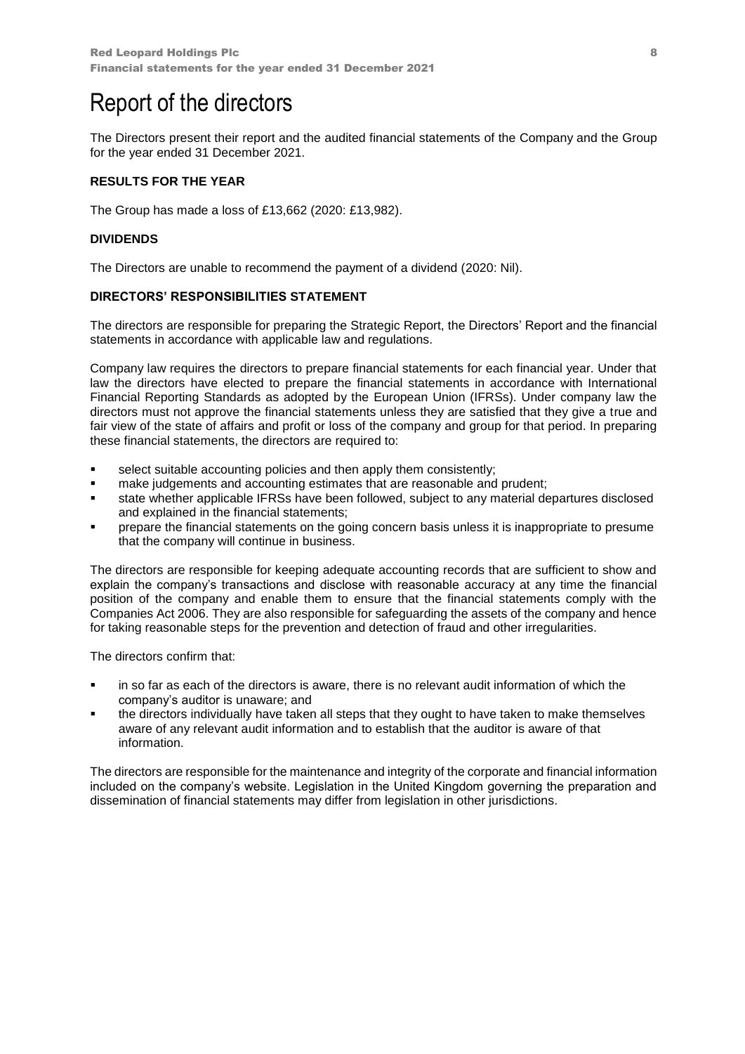# Report of the directors

The Directors present their report and the audited financial statements of the Company and the Group for the year ended 31 December 2021.

**RESULTS FOR THE YEAR**

The Group has made a loss of £13,662 (2020: £13,982).

**DIVIDENDS**

The Directors are unable to recommend the payment of a dividend (2020: Nil).

**DIRECTORS' RESPONSIBILITIES STATEMENT**

The directors are responsible for preparing the Strategic Report, the Directors' Report and the financial statements in accordance with applicable law and regulations.

Company law requires the directors to prepare financial statements for each financial year. Under that law the directors have elected to prepare the financial statements in accordance with International Financial Reporting Standards as adopted by the European Union (IFRSs). Under company law the directors must not approve the financial statements unless they are satisfied that they give a true and fair view of the state of affairs and profit or loss of the company and group for that period. In preparing these financial statements, the directors are required to:

- select suitable accounting policies and then apply them consistently;
- make judgements and accounting estimates that are reasonable and prudent;
- state whether applicable IFRSs have been followed, subject to any material departures disclosed and explained in the financial statements;
- prepare the financial statements on the going concern basis unless it is inappropriate to presume that the company will continue in business.

The directors are responsible for keeping adequate accounting records that are sufficient to show and explain the company's transactions and disclose with reasonable accuracy at any time the financial position of the company and enable them to ensure that the financial statements comply with the Companies Act 2006. They are also responsible for safeguarding the assets of the company and hence for taking reasonable steps for the prevention and detection of fraud and other irregularities.

The directors confirm that:

- in so far as each of the directors is aware, there is no relevant audit information of which the company's auditor is unaware; and
- the directors individually have taken all steps that they ought to have taken to make themselves aware of any relevant audit information and to establish that the auditor is aware of that information.

The directors are responsible for the maintenance and integrity of the corporate and financial information included on the company's website. Legislation in the United Kingdom governing the preparation and dissemination of financial statements may differ from legislation in other jurisdictions.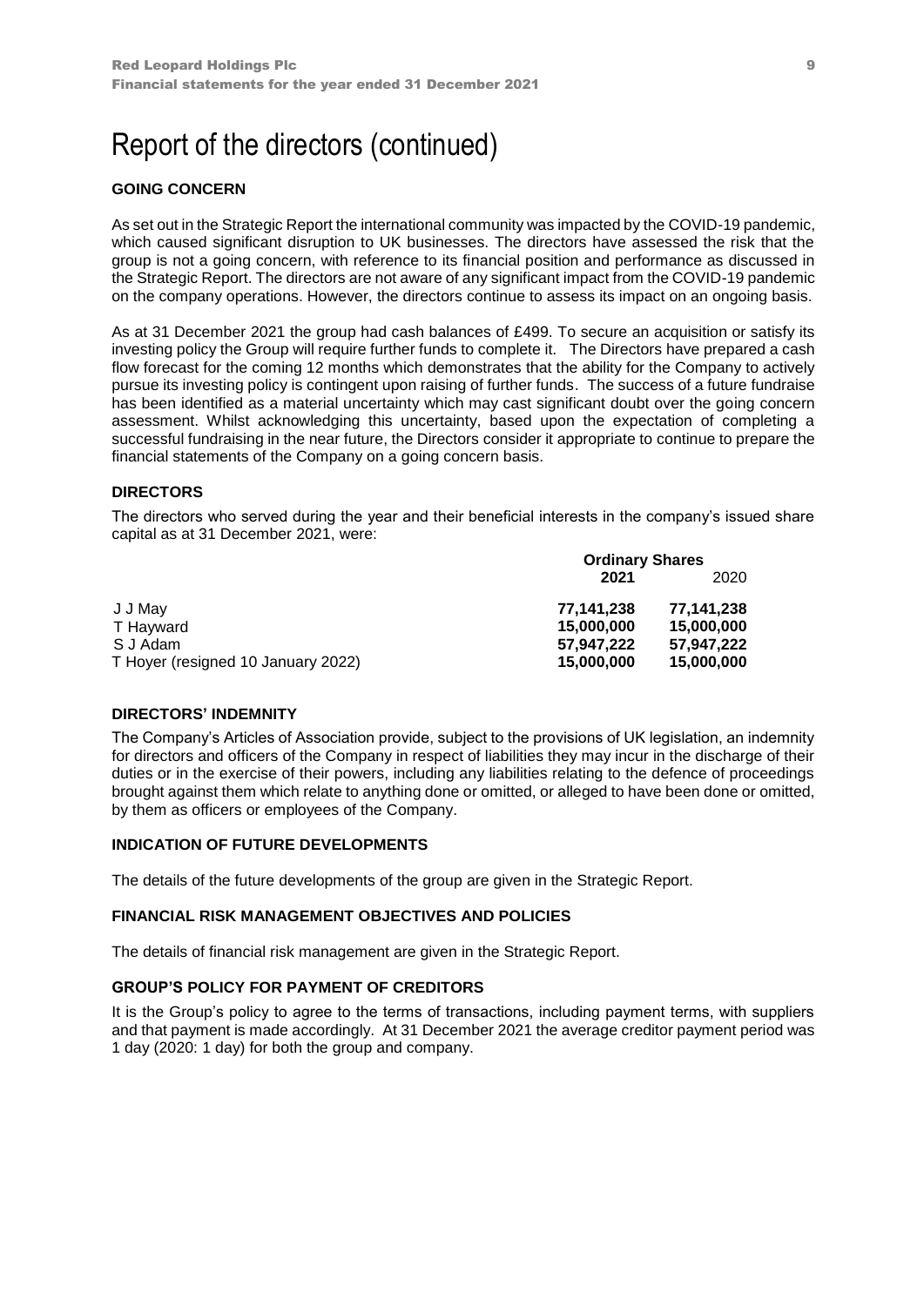# Report of the directors (continued)

## GOING CONCERN

As set out in the Strategic Report the international community was impacted by the COVID-19 pandemic, which caused significant disruption to UK businesses. The directors have assessed the risk that the group is not a going concern, with reference to its financial position and performance as discussed in the Strategic Report. The directors are not aware of any significant impact from the COVID-19 pandemic on the company operations. However, the directors continue to assess its impact on an ongoing basis.

As at 31 December 2021 the group had cash balances of £499. To secure an acquisition or satisfy its investing policy the Group will require further funds to complete it. The Directors have prepared a cash flow forecast for the coming 12 months which demonstrates that the ability for the Company to actively pursue its investing policy is contingent upon raising of further funds. The success of a future fundraise has been identified as a material uncertainty which may cast significant doubt over the going concern assessment. Whilst acknowledging this uncertainty, based upon the expectation of completing a successful fundraising in the near future, the Directors consider it appropriate to continue to prepare the financial statements of the Company on a going concern basis.

## DIRECTORS

The directors who served during the year and their beneficial interests in the company's issued share capital as at 31 December 2021, were:

| | **Ordinary Shares** | |
|---|---|---|
| | **2021** | 2020 |
| J J May | **77,141,238** | **77,141,238** |
| T Hayward | **15,000,000** | **15,000,000** |
| S J Adam | **57,947,222** | **57,947,222** |
| T Hoyer (resigned 10 January 2022) | **15,000,000** | **15,000,000** |

## DIRECTORS' INDEMNITY

The Company's Articles of Association provide, subject to the provisions of UK legislation, an indemnity for directors and officers of the Company in respect of liabilities they may incur in the discharge of their duties or in the exercise of their powers, including any liabilities relating to the defence of proceedings brought against them which relate to anything done or omitted, or alleged to have been done or omitted, by them as officers or employees of the Company.

## INDICATION OF FUTURE DEVELOPMENTS

The details of the future developments of the group are given in the Strategic Report.

## FINANCIAL RISK MANAGEMENT OBJECTIVES AND POLICIES

The details of financial risk management are given in the Strategic Report.

## GROUP'S POLICY FOR PAYMENT OF CREDITORS

It is the Group's policy to agree to the terms of transactions, including payment terms, with suppliers and that payment is made accordingly. At 31 December 2021 the average creditor payment period was 1 day (2020: 1 day) for both the group and company.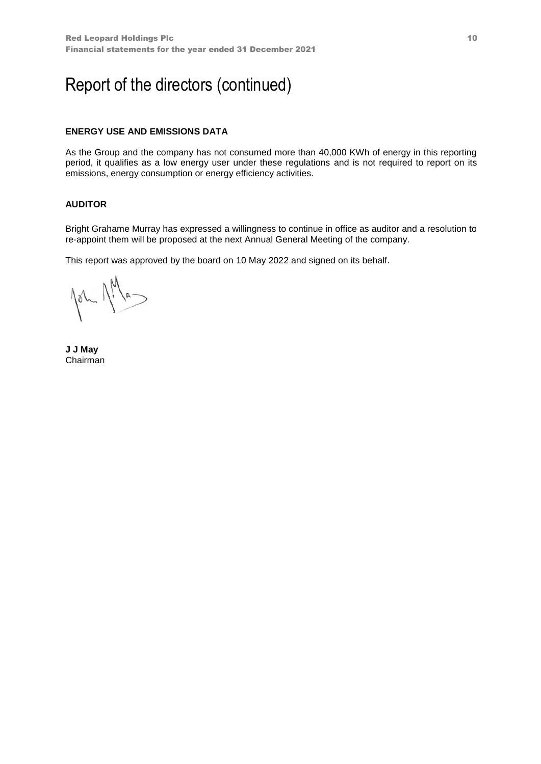# Report of the directors (continued)

**ENERGY USE AND EMISSIONS DATA**

As the Group and the company has not consumed more than 40,000 KWh of energy in this reporting period, it qualifies as a low energy user under these regulations and is not required to report on its emissions, energy consumption or energy efficiency activities.

**AUDITOR**

Bright Grahame Murray has expressed a willingness to continue in office as auditor and a resolution to re-appoint them will be proposed at the next Annual General Meeting of the company.

This report was approved by the board on 10 May 2022 and signed on its behalf.

**J J May**
Chairman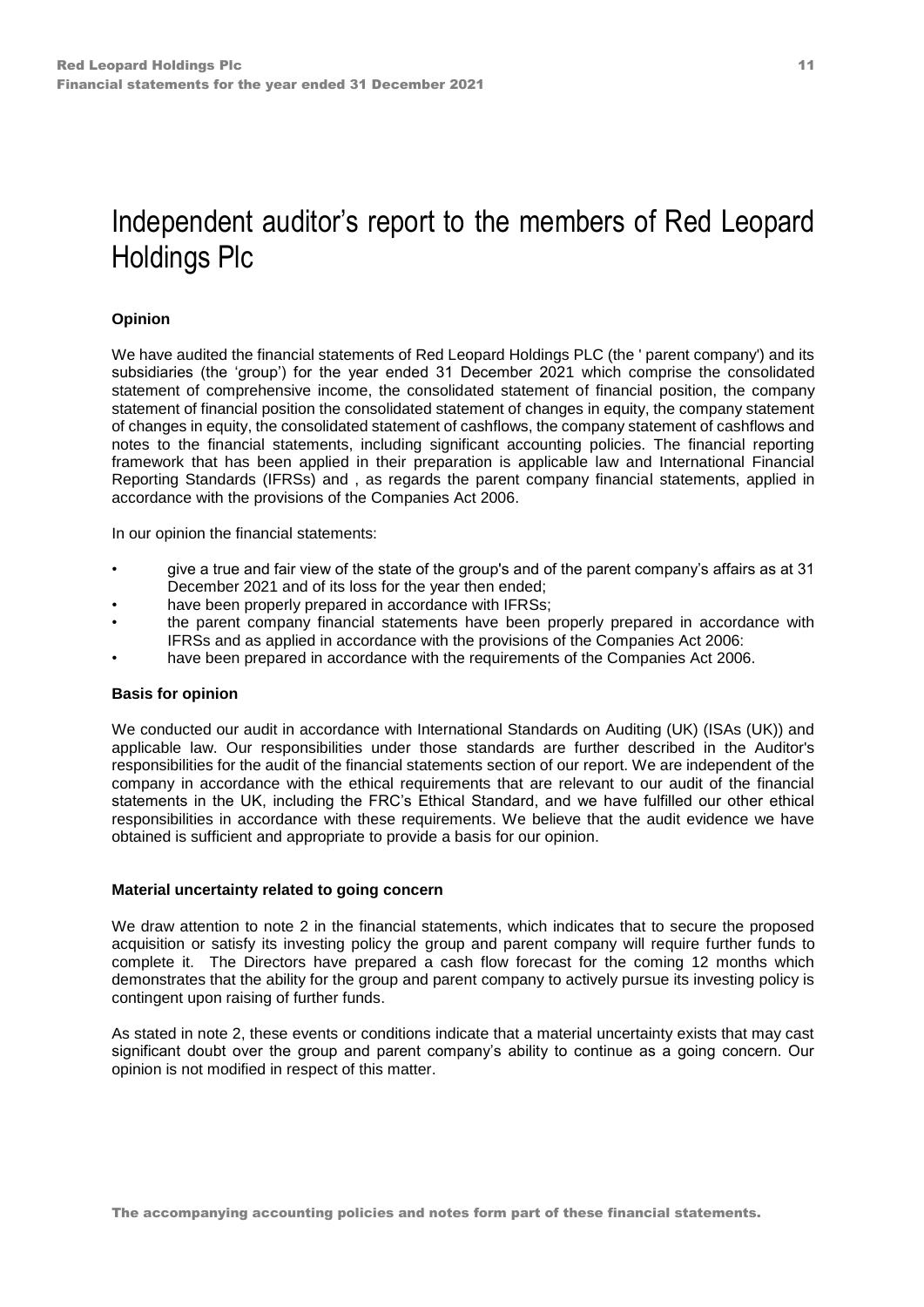# Independent auditor's report to the members of Red Leopard Holdings Plc

**Opinion**

We have audited the financial statements of Red Leopard Holdings PLC (the ' parent company') and its subsidiaries (the 'group') for the year ended 31 December 2021 which comprise the consolidated statement of comprehensive income, the consolidated statement of financial position, the company statement of financial position the consolidated statement of changes in equity, the company statement of changes in equity, the consolidated statement of cashflows, the company statement of cashflows and notes to the financial statements, including significant accounting policies. The financial reporting framework that has been applied in their preparation is applicable law and International Financial Reporting Standards (IFRSs) and , as regards the parent company financial statements, applied in accordance with the provisions of the Companies Act 2006.

In our opinion the financial statements:

- give a true and fair view of the state of the group's and of the parent company's affairs as at 31 December 2021 and of its loss for the year then ended;
- have been properly prepared in accordance with IFRSs;
- the parent company financial statements have been properly prepared in accordance with IFRSs and as applied in accordance with the provisions of the Companies Act 2006:
- have been prepared in accordance with the requirements of the Companies Act 2006.

**Basis for opinion**

We conducted our audit in accordance with International Standards on Auditing (UK) (ISAs (UK)) and applicable law. Our responsibilities under those standards are further described in the Auditor's responsibilities for the audit of the financial statements section of our report. We are independent of the company in accordance with the ethical requirements that are relevant to our audit of the financial statements in the UK, including the FRC's Ethical Standard, and we have fulfilled our other ethical responsibilities in accordance with these requirements. We believe that the audit evidence we have obtained is sufficient and appropriate to provide a basis for our opinion.

**Material uncertainty related to going concern**

We draw attention to note 2 in the financial statements, which indicates that to secure the proposed acquisition or satisfy its investing policy the group and parent company will require further funds to complete it. The Directors have prepared a cash flow forecast for the coming 12 months which demonstrates that the ability for the group and parent company to actively pursue its investing policy is contingent upon raising of further funds.

As stated in note 2, these events or conditions indicate that a material uncertainty exists that may cast significant doubt over the group and parent company's ability to continue as a going concern. Our opinion is not modified in respect of this matter.

The accompanying accounting policies and notes form part of these financial statements.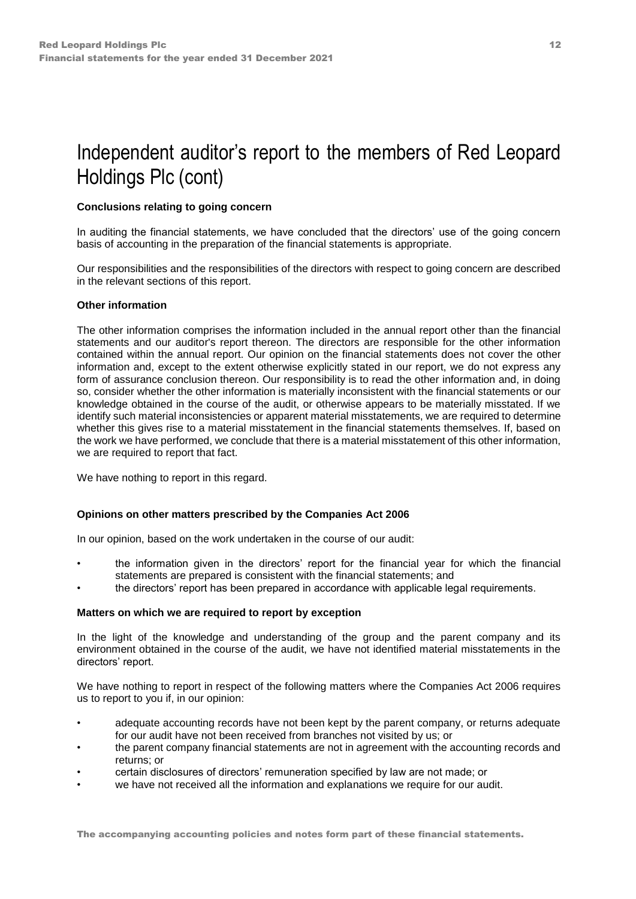# Independent auditor's report to the members of Red Leopard Holdings Plc (cont)

**Conclusions relating to going concern**

In auditing the financial statements, we have concluded that the directors' use of the going concern basis of accounting in the preparation of the financial statements is appropriate.

Our responsibilities and the responsibilities of the directors with respect to going concern are described in the relevant sections of this report.

**Other information**

The other information comprises the information included in the annual report other than the financial statements and our auditor's report thereon. The directors are responsible for the other information contained within the annual report. Our opinion on the financial statements does not cover the other information and, except to the extent otherwise explicitly stated in our report, we do not express any form of assurance conclusion thereon. Our responsibility is to read the other information and, in doing so, consider whether the other information is materially inconsistent with the financial statements or our knowledge obtained in the course of the audit, or otherwise appears to be materially misstated. If we identify such material inconsistencies or apparent material misstatements, we are required to determine whether this gives rise to a material misstatement in the financial statements themselves. If, based on the work we have performed, we conclude that there is a material misstatement of this other information, we are required to report that fact.

We have nothing to report in this regard.

**Opinions on other matters prescribed by the Companies Act 2006**

In our opinion, based on the work undertaken in the course of our audit:

- the information given in the directors' report for the financial year for which the financial statements are prepared is consistent with the financial statements; and
- the directors' report has been prepared in accordance with applicable legal requirements.

**Matters on which we are required to report by exception**

In the light of the knowledge and understanding of the group and the parent company and its environment obtained in the course of the audit, we have not identified material misstatements in the directors' report.

We have nothing to report in respect of the following matters where the Companies Act 2006 requires us to report to you if, in our opinion:

- adequate accounting records have not been kept by the parent company, or returns adequate for our audit have not been received from branches not visited by us; or
- the parent company financial statements are not in agreement with the accounting records and returns; or
- certain disclosures of directors' remuneration specified by law are not made; or
- we have not received all the information and explanations we require for our audit.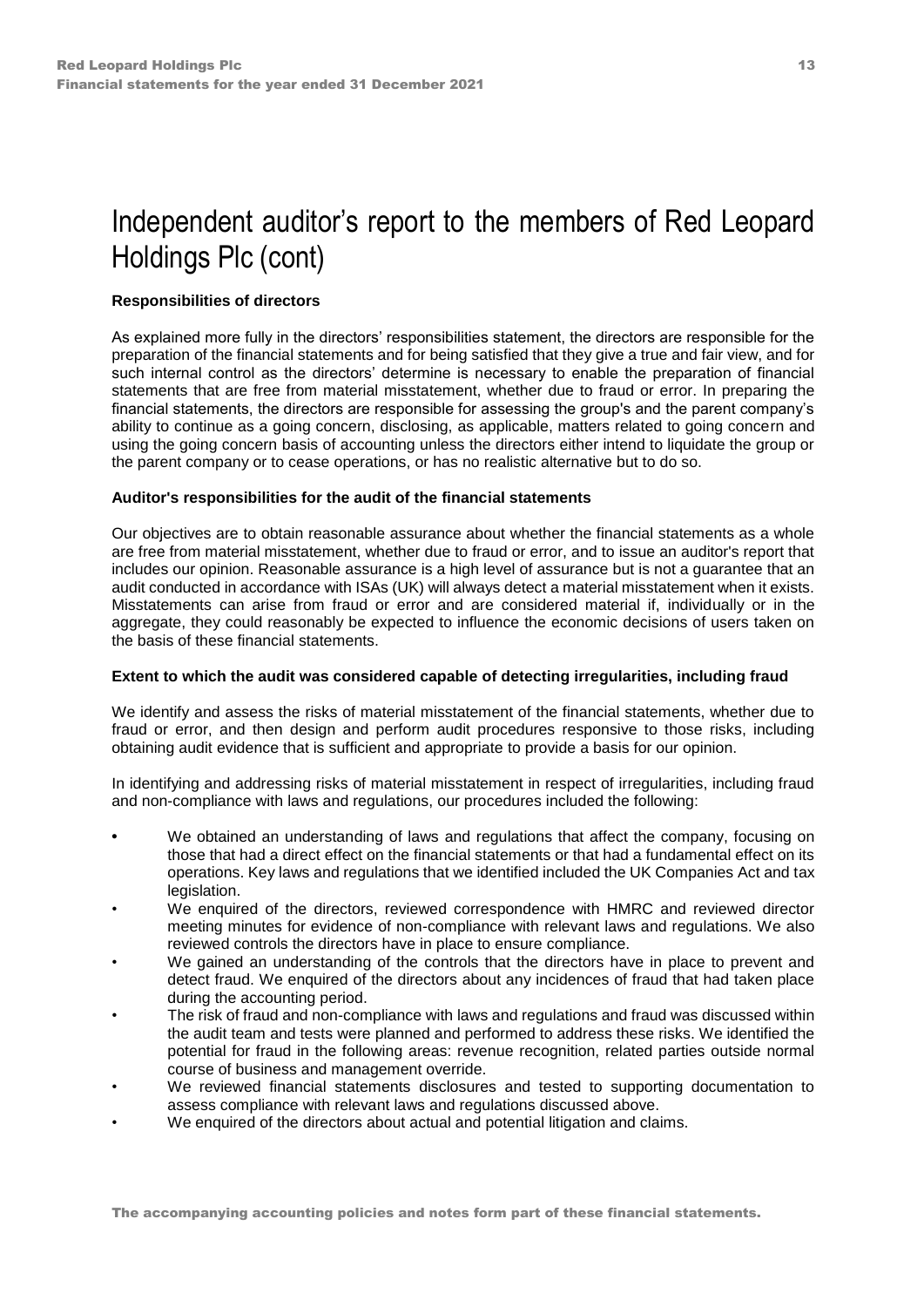# Independent auditor's report to the members of Red Leopard Holdings Plc (cont)

**Responsibilities of directors**

As explained more fully in the directors' responsibilities statement, the directors are responsible for the preparation of the financial statements and for being satisfied that they give a true and fair view, and for such internal control as the directors' determine is necessary to enable the preparation of financial statements that are free from material misstatement, whether due to fraud or error. In preparing the financial statements, the directors are responsible for assessing the group's and the parent company's ability to continue as a going concern, disclosing, as applicable, matters related to going concern and using the going concern basis of accounting unless the directors either intend to liquidate the group or the parent company or to cease operations, or has no realistic alternative but to do so.

**Auditor's responsibilities for the audit of the financial statements**

Our objectives are to obtain reasonable assurance about whether the financial statements as a whole are free from material misstatement, whether due to fraud or error, and to issue an auditor's report that includes our opinion. Reasonable assurance is a high level of assurance but is not a guarantee that an audit conducted in accordance with ISAs (UK) will always detect a material misstatement when it exists. Misstatements can arise from fraud or error and are considered material if, individually or in the aggregate, they could reasonably be expected to influence the economic decisions of users taken on the basis of these financial statements.

**Extent to which the audit was considered capable of detecting irregularities, including fraud**

We identify and assess the risks of material misstatement of the financial statements, whether due to fraud or error, and then design and perform audit procedures responsive to those risks, including obtaining audit evidence that is sufficient and appropriate to provide a basis for our opinion.

In identifying and addressing risks of material misstatement in respect of irregularities, including fraud and non-compliance with laws and regulations, our procedures included the following:

- We obtained an understanding of laws and regulations that affect the company, focusing on those that had a direct effect on the financial statements or that had a fundamental effect on its operations. Key laws and regulations that we identified included the UK Companies Act and tax legislation.
- We enquired of the directors, reviewed correspondence with HMRC and reviewed director meeting minutes for evidence of non-compliance with relevant laws and regulations. We also reviewed controls the directors have in place to ensure compliance.
- We gained an understanding of the controls that the directors have in place to prevent and detect fraud. We enquired of the directors about any incidences of fraud that had taken place during the accounting period.
- The risk of fraud and non-compliance with laws and regulations and fraud was discussed within the audit team and tests were planned and performed to address these risks. We identified the potential for fraud in the following areas: revenue recognition, related parties outside normal course of business and management override.
- We reviewed financial statements disclosures and tested to supporting documentation to assess compliance with relevant laws and regulations discussed above.
- We enquired of the directors about actual and potential litigation and claims.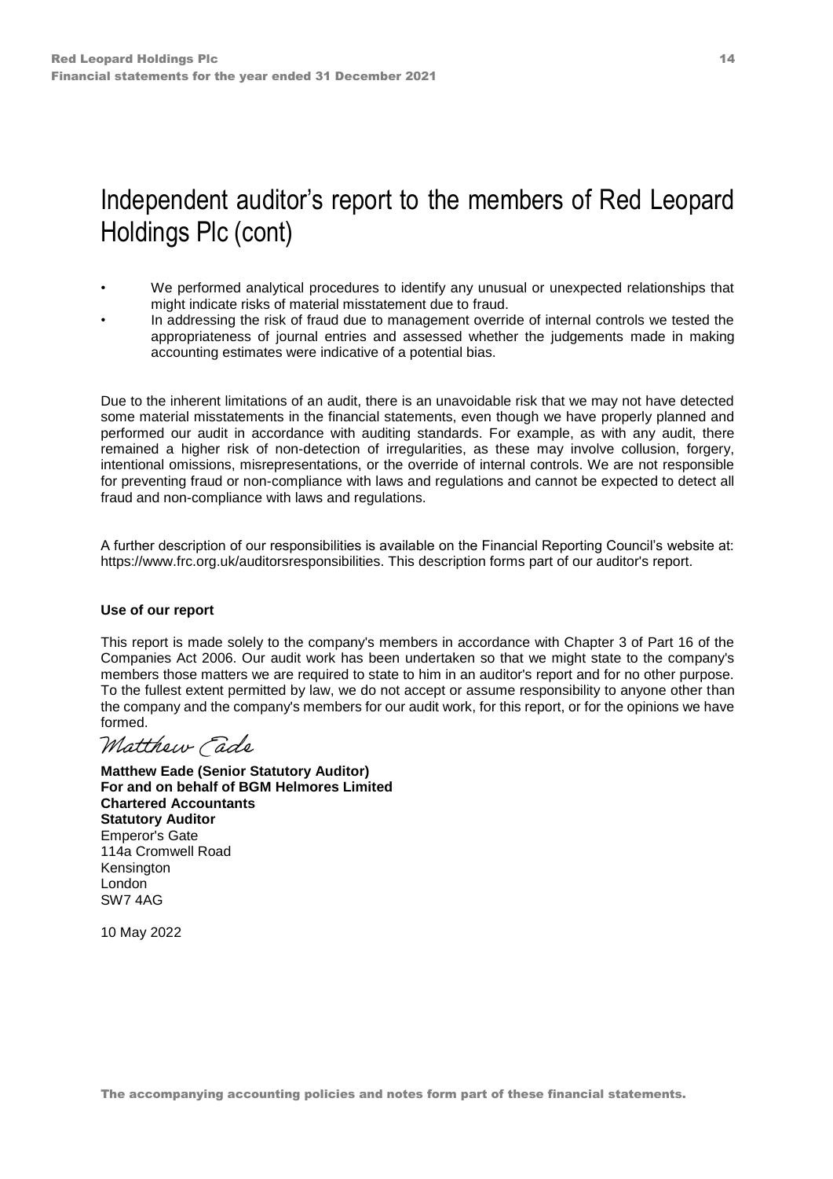# Independent auditor's report to the members of Red Leopard Holdings Plc (cont)

- We performed analytical procedures to identify any unusual or unexpected relationships that might indicate risks of material misstatement due to fraud.
- In addressing the risk of fraud due to management override of internal controls we tested the appropriateness of journal entries and assessed whether the judgements made in making accounting estimates were indicative of a potential bias.

Due to the inherent limitations of an audit, there is an unavoidable risk that we may not have detected some material misstatements in the financial statements, even though we have properly planned and performed our audit in accordance with auditing standards. For example, as with any audit, there remained a higher risk of non-detection of irregularities, as these may involve collusion, forgery, intentional omissions, misrepresentations, or the override of internal controls. We are not responsible for preventing fraud or non-compliance with laws and regulations and cannot be expected to detect all fraud and non-compliance with laws and regulations.

A further description of our responsibilities is available on the Financial Reporting Council's website at: https://www.frc.org.uk/auditorsresponsibilities. This description forms part of our auditor's report.

**Use of our report**

This report is made solely to the company's members in accordance with Chapter 3 of Part 16 of the Companies Act 2006. Our audit work has been undertaken so that we might state to the company's members those matters we are required to state to him in an auditor's report and for no other purpose. To the fullest extent permitted by law, we do not accept or assume responsibility to anyone other than the company and the company's members for our audit work, for this report, or for the opinions we have formed.

*Matthew Eade*

**Matthew Eade (Senior Statutory Auditor)**
**For and on behalf of BGM Helmores Limited**
**Chartered Accountants**
**Statutory Auditor**
Emperor's Gate
114a Cromwell Road
Kensington
London
SW7 4AG

10 May 2022

The accompanying accounting policies and notes form part of these financial statements.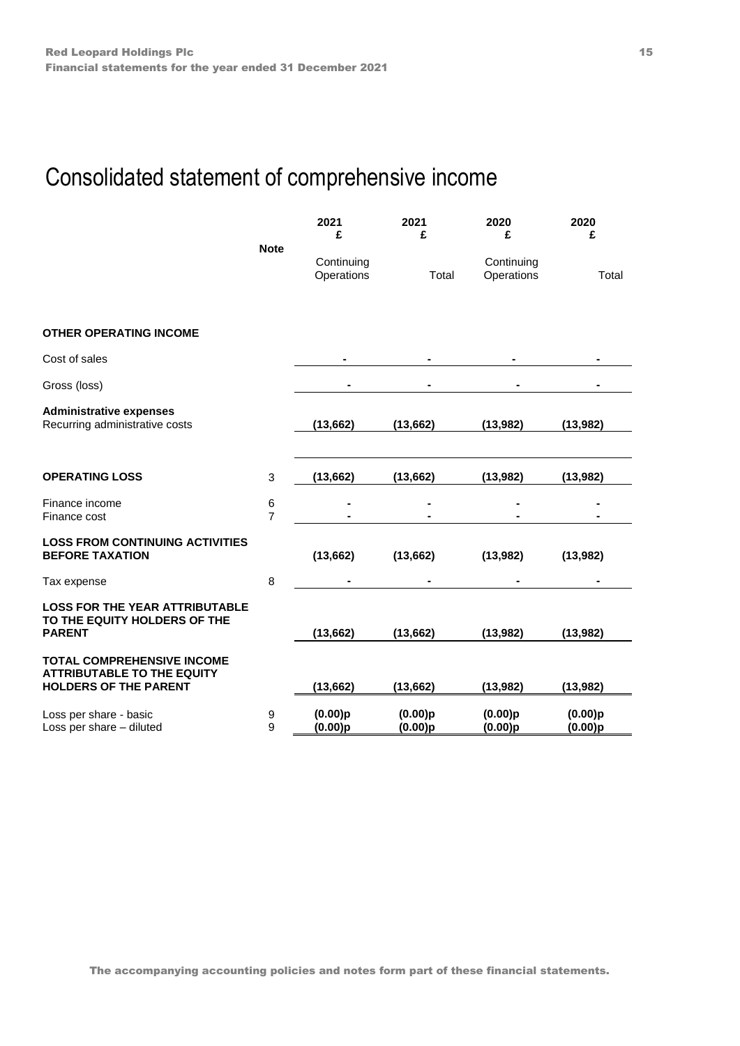# Consolidated statement of comprehensive income

| | Note | 2021<br>£<br>Continuing Operations | 2021<br>£<br>Total | 2020<br>£<br>Continuing Operations | 2020<br>£<br>Total |
|---|---|---|---|---|---|
| **OTHER OPERATING INCOME** | | | | | |
| Cost of sales | | - | - | - | - |
| Gross (loss) | | - | - | - | - |
| **Administrative expenses** | | | | | |
| Recurring administrative costs | | **(13,662)** | **(13,662)** | **(13,982)** | **(13,982)** |
| **OPERATING LOSS** | 3 | **(13,662)** | **(13,662)** | **(13,982)** | **(13,982)** |
| Finance income | 6 | - | - | - | - |
| Finance cost | 7 | - | - | - | - |
| **LOSS FROM CONTINUING ACTIVITIES BEFORE TAXATION** | | **(13,662)** | **(13,662)** | **(13,982)** | **(13,982)** |
| Tax expense | 8 | - | - | - | - |
| **LOSS FOR THE YEAR ATTRIBUTABLE TO THE EQUITY HOLDERS OF THE PARENT** | | **(13,662)** | **(13,662)** | **(13,982)** | **(13,982)** |
| **TOTAL COMPREHENSIVE INCOME ATTRIBUTABLE TO THE EQUITY HOLDERS OF THE PARENT** | | **(13,662)** | **(13,662)** | **(13,982)** | **(13,982)** |
| Loss per share - basic | 9 | **(0.00)p** | **(0.00)p** | **(0.00)p** | **(0.00)p** |
| Loss per share – diluted | 9 | **(0.00)p** | **(0.00)p** | **(0.00)p** | **(0.00)p** |

The accompanying accounting policies and notes form part of these financial statements.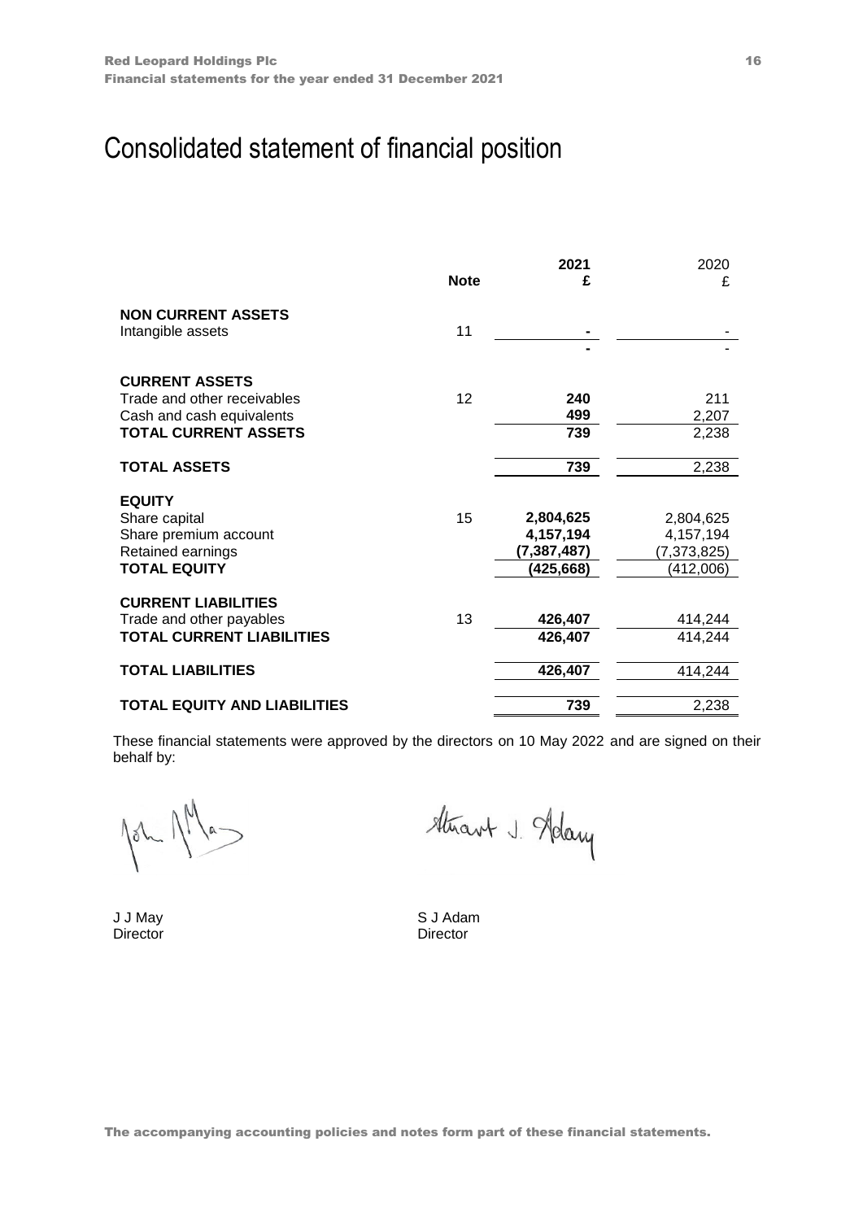# Consolidated statement of financial position

| | Note | 2021 £ | 2020 £ |
|---|---|---|---|
| **NON CURRENT ASSETS** | | | |
| Intangible assets | 11 | **-** | - |
| | | **-** | - |
| **CURRENT ASSETS** | | | |
| Trade and other receivables | 12 | **240** | 211 |
| Cash and cash equivalents | | **499** | 2,207 |
| **TOTAL CURRENT ASSETS** | | **739** | 2,238 |
| **TOTAL ASSETS** | | **739** | 2,238 |
| **EQUITY** | | | |
| Share capital | 15 | **2,804,625** | 2,804,625 |
| Share premium account | | **4,157,194** | 4,157,194 |
| Retained earnings | | **(7,387,487)** | (7,373,825) |
| **TOTAL EQUITY** | | **(425,668)** | (412,006) |
| **CURRENT LIABILITIES** | | | |
| Trade and other payables | 13 | **426,407** | 414,244 |
| **TOTAL CURRENT LIABILITIES** | | **426,407** | 414,244 |
| **TOTAL LIABILITIES** | | **426,407** | 414,244 |
| **TOTAL EQUITY AND LIABILITIES** | | **739** | 2,238 |

These financial statements were approved by the directors on 10 May 2022 and are signed on their behalf by:

J J May
Director

S J Adam
Director

The accompanying accounting policies and notes form part of these financial statements.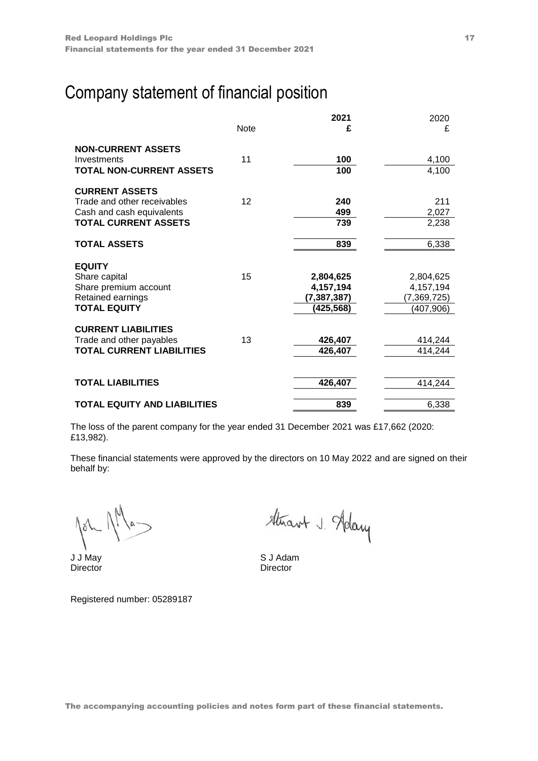# Company statement of financial position

| | Note | 2021 £ | 2020 £ |
|---|---|---|---|
| **NON-CURRENT ASSETS** | | | |
| Investments | 11 | **100** | 4,100 |
| **TOTAL NON-CURRENT ASSETS** | | **100** | 4,100 |
| **CURRENT ASSETS** | | | |
| Trade and other receivables | 12 | **240** | 211 |
| Cash and cash equivalents | | **499** | 2,027 |
| **TOTAL CURRENT ASSETS** | | **739** | 2,238 |
| **TOTAL ASSETS** | | **839** | 6,338 |
| **EQUITY** | | | |
| Share capital | 15 | **2,804,625** | 2,804,625 |
| Share premium account | | **4,157,194** | 4,157,194 |
| Retained earnings | | **(7,387,387)** | (7,369,725) |
| **TOTAL EQUITY** | | **(425,568)** | (407,906) |
| **CURRENT LIABILITIES** | | | |
| Trade and other payables | 13 | **426,407** | 414,244 |
| **TOTAL CURRENT LIABILITIES** | | **426,407** | 414,244 |
| **TOTAL LIABILITIES** | | **426,407** | 414,244 |
| **TOTAL EQUITY AND LIABILITIES** | | **839** | 6,338 |

The loss of the parent company for the year ended 31 December 2021 was £17,662 (2020: £13,982).

These financial statements were approved by the directors on 10 May 2022 and are signed on their behalf by:

J J May
Director

S J Adam
Director

Registered number: 05289187

The accompanying accounting policies and notes form part of these financial statements.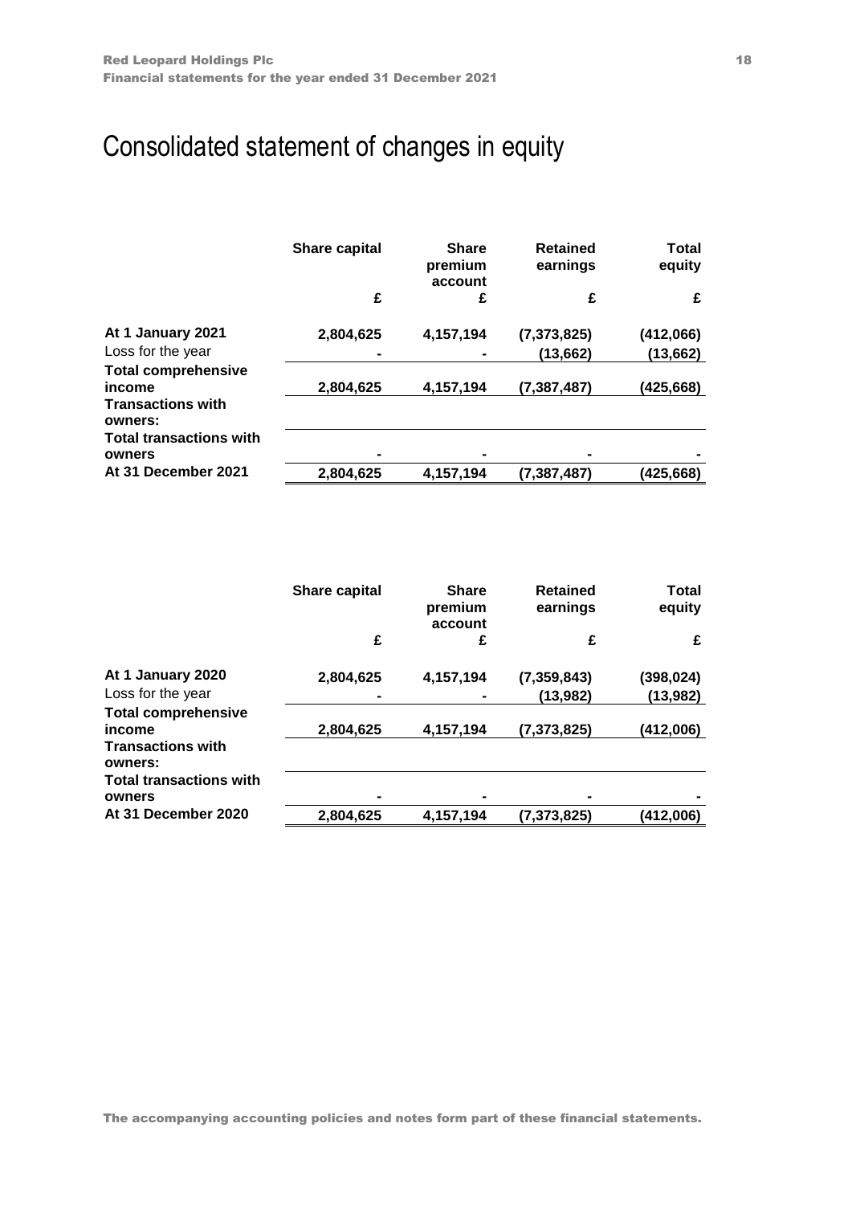# Consolidated statement of changes in equity

| | Share capital | Share premium account | Retained earnings | Total equity |
|---|---|---|---|---|
| | £ | £ | £ | £ |
| **At 1 January 2021** | **2,804,625** | **4,157,194** | **(7,373,825)** | **(412,066)** |
| Loss for the year | **-** | **-** | **(13,662)** | **(13,662)** |
| **Total comprehensive income** | **2,804,625** | **4,157,194** | **(7,387,487)** | **(425,668)** |
| **Transactions with owners:** | | | | |
| **Total transactions with owners** | **-** | **-** | **-** | **-** |
| **At 31 December 2021** | **2,804,625** | **4,157,194** | **(7,387,487)** | **(425,668)** |

| | Share capital | Share premium account | Retained earnings | Total equity |
|---|---|---|---|---|
| | £ | £ | £ | £ |
| **At 1 January 2020** | **2,804,625** | **4,157,194** | **(7,359,843)** | **(398,024)** |
| Loss for the year | **-** | **-** | **(13,982)** | **(13,982)** |
| **Total comprehensive income** | **2,804,625** | **4,157,194** | **(7,373,825)** | **(412,006)** |
| **Transactions with owners:** | | | | |
| **Total transactions with owners** | **-** | **-** | **-** | **-** |
| **At 31 December 2020** | **2,804,625** | **4,157,194** | **(7,373,825)** | **(412,006)** |

The accompanying accounting policies and notes form part of these financial statements.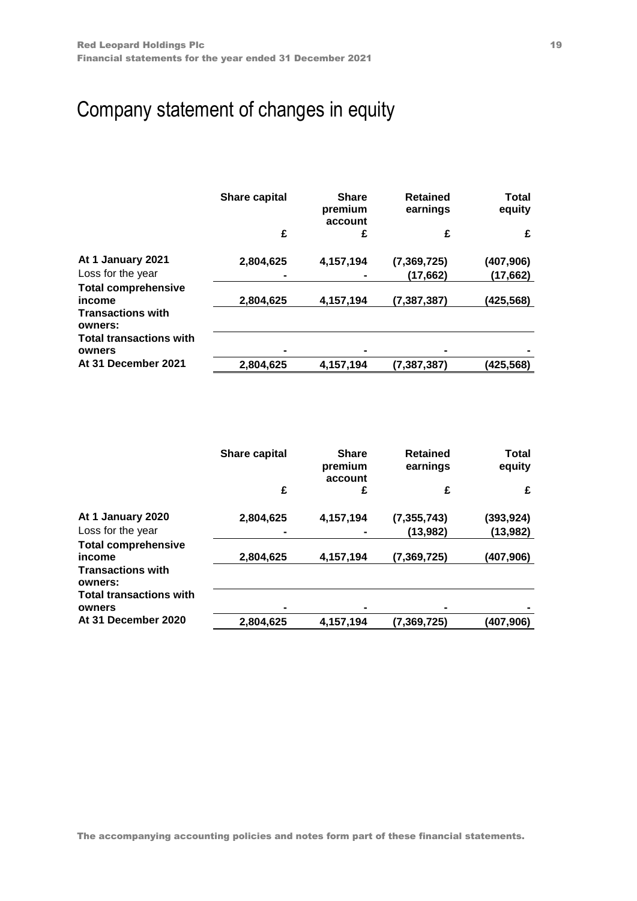# Company statement of changes in equity

| | Share capital | Share premium account | Retained earnings | Total equity |
|---|---|---|---|---|
| | £ | £ | £ | £ |
| **At 1 January 2021** | **2,804,625** | **4,157,194** | **(7,369,725)** | **(407,906)** |
| Loss for the year | **-** | **-** | **(17,662)** | **(17,662)** |
| **Total comprehensive income** | **2,804,625** | **4,157,194** | **(7,387,387)** | **(425,568)** |
| **Transactions with owners:** | | | | |
| **Total transactions with owners** | **-** | **-** | **-** | **-** |
| **At 31 December 2021** | **2,804,625** | **4,157,194** | **(7,387,387)** | **(425,568)** |

| | Share capital | Share premium account | Retained earnings | Total equity |
|---|---|---|---|---|
| | £ | £ | £ | £ |
| **At 1 January 2020** | **2,804,625** | **4,157,194** | **(7,355,743)** | **(393,924)** |
| Loss for the year | **-** | **-** | **(13,982)** | **(13,982)** |
| **Total comprehensive income** | **2,804,625** | **4,157,194** | **(7,369,725)** | **(407,906)** |
| **Transactions with owners:** | | | | |
| **Total transactions with owners** | **-** | **-** | **-** | **-** |
| **At 31 December 2020** | **2,804,625** | **4,157,194** | **(7,369,725)** | **(407,906)** |

The accompanying accounting policies and notes form part of these financial statements.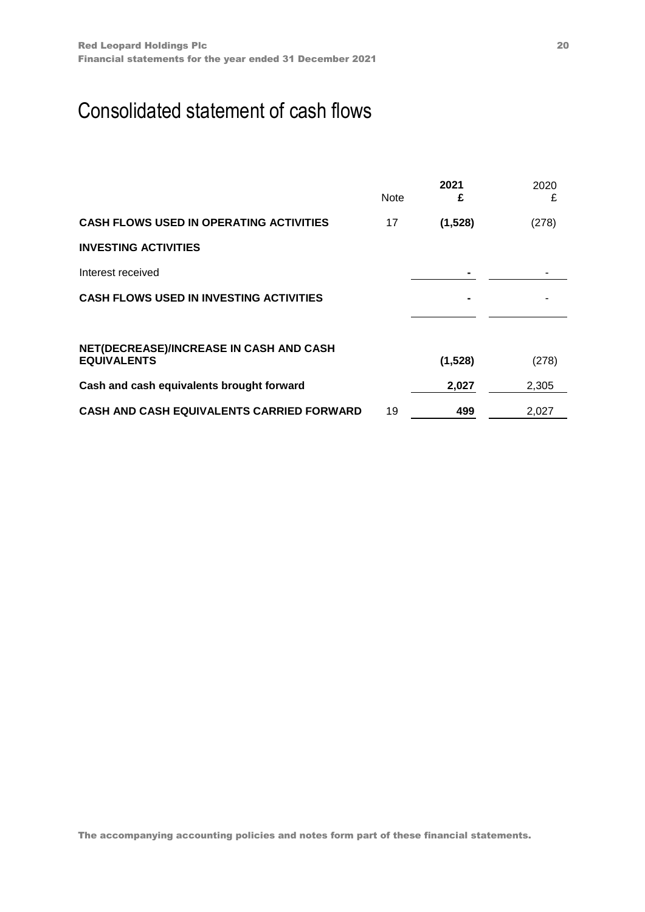# Consolidated statement of cash flows

| | Note | **2021 £** | 2020 £ |
|---|---|---|---|
| **CASH FLOWS USED IN OPERATING ACTIVITIES** | 17 | **(1,528)** | (278) |
| **INVESTING ACTIVITIES** | | | |
| Interest received | | **-** | - |
| **CASH FLOWS USED IN INVESTING ACTIVITIES** | | **-** | - |
| **NET(DECREASE)/INCREASE IN CASH AND CASH EQUIVALENTS** | | **(1,528)** | (278) |
| **Cash and cash equivalents brought forward** | | **2,027** | 2,305 |
| **CASH AND CASH EQUIVALENTS CARRIED FORWARD** | 19 | **499** | 2,027 |

**The accompanying accounting policies and notes form part of these financial statements.**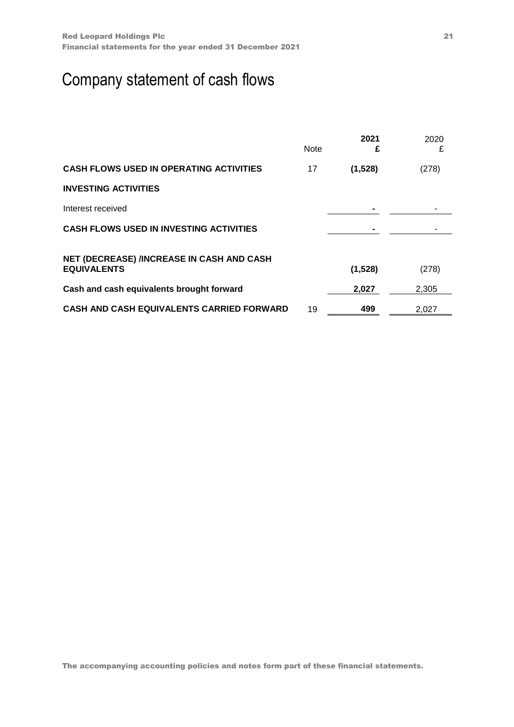# Company statement of cash flows

| | Note | **2021 £** | 2020 £ |
|---|---|---|---|
| **CASH FLOWS USED IN OPERATING ACTIVITIES** | 17 | **(1,528)** | (278) |
| **INVESTING ACTIVITIES** | | | |
| Interest received | | **-** | - |
| **CASH FLOWS USED IN INVESTING ACTIVITIES** | | **-** | - |
| **NET (DECREASE) /INCREASE IN CASH AND CASH EQUIVALENTS** | | **(1,528)** | (278) |
| **Cash and cash equivalents brought forward** | | **2,027** | 2,305 |
| **CASH AND CASH EQUIVALENTS CARRIED FORWARD** | 19 | **499** | 2,027 |

**The accompanying accounting policies and notes form part of these financial statements.**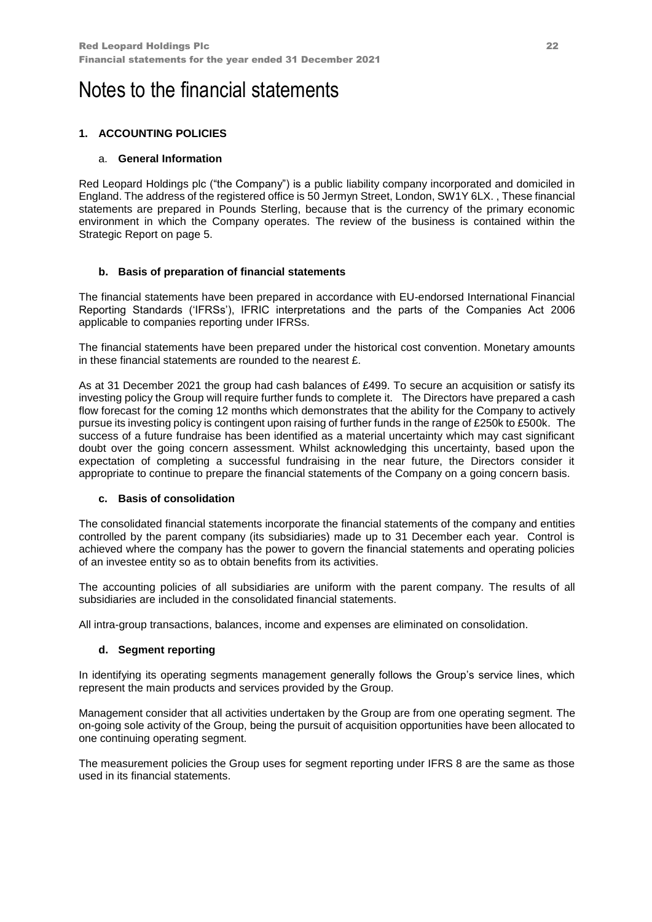# Notes to the financial statements

## 1. ACCOUNTING POLICIES

### a. General Information

Red Leopard Holdings plc ("the Company") is a public liability company incorporated and domiciled in England. The address of the registered office is 50 Jermyn Street, London, SW1Y 6LX. , These financial statements are prepared in Pounds Sterling, because that is the currency of the primary economic environment in which the Company operates. The review of the business is contained within the Strategic Report on page 5.

### b. Basis of preparation of financial statements

The financial statements have been prepared in accordance with EU-endorsed International Financial Reporting Standards ('IFRSs'), IFRIC interpretations and the parts of the Companies Act 2006 applicable to companies reporting under IFRSs.

The financial statements have been prepared under the historical cost convention. Monetary amounts in these financial statements are rounded to the nearest £.

As at 31 December 2021 the group had cash balances of £499. To secure an acquisition or satisfy its investing policy the Group will require further funds to complete it. The Directors have prepared a cash flow forecast for the coming 12 months which demonstrates that the ability for the Company to actively pursue its investing policy is contingent upon raising of further funds in the range of £250k to £500k. The success of a future fundraise has been identified as a material uncertainty which may cast significant doubt over the going concern assessment. Whilst acknowledging this uncertainty, based upon the expectation of completing a successful fundraising in the near future, the Directors consider it appropriate to continue to prepare the financial statements of the Company on a going concern basis.

### c. Basis of consolidation

The consolidated financial statements incorporate the financial statements of the company and entities controlled by the parent company (its subsidiaries) made up to 31 December each year. Control is achieved where the company has the power to govern the financial statements and operating policies of an investee entity so as to obtain benefits from its activities.

The accounting policies of all subsidiaries are uniform with the parent company. The results of all subsidiaries are included in the consolidated financial statements.

All intra-group transactions, balances, income and expenses are eliminated on consolidation.

### d. Segment reporting

In identifying its operating segments management generally follows the Group's service lines, which represent the main products and services provided by the Group.

Management consider that all activities undertaken by the Group are from one operating segment. The on-going sole activity of the Group, being the pursuit of acquisition opportunities have been allocated to one continuing operating segment.

The measurement policies the Group uses for segment reporting under IFRS 8 are the same as those used in its financial statements.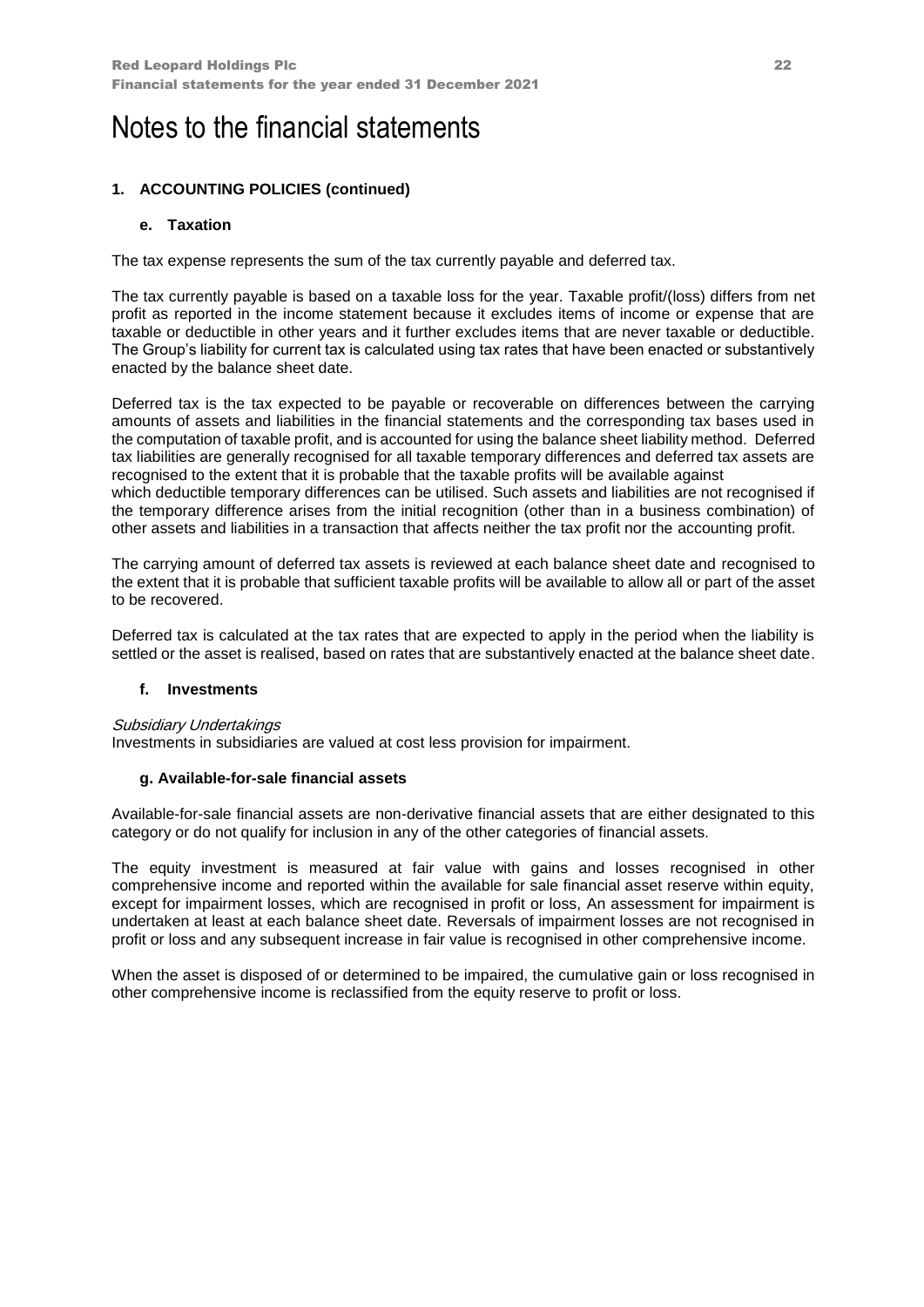# Notes to the financial statements

## 1. ACCOUNTING POLICIES (continued)

### e. Taxation

The tax expense represents the sum of the tax currently payable and deferred tax.

The tax currently payable is based on a taxable loss for the year. Taxable profit/(loss) differs from net profit as reported in the income statement because it excludes items of income or expense that are taxable or deductible in other years and it further excludes items that are never taxable or deductible. The Group's liability for current tax is calculated using tax rates that have been enacted or substantively enacted by the balance sheet date.

Deferred tax is the tax expected to be payable or recoverable on differences between the carrying amounts of assets and liabilities in the financial statements and the corresponding tax bases used in the computation of taxable profit, and is accounted for using the balance sheet liability method. Deferred tax liabilities are generally recognised for all taxable temporary differences and deferred tax assets are recognised to the extent that it is probable that the taxable profits will be available against which deductible temporary differences can be utilised. Such assets and liabilities are not recognised if the temporary difference arises from the initial recognition (other than in a business combination) of other assets and liabilities in a transaction that affects neither the tax profit nor the accounting profit.

The carrying amount of deferred tax assets is reviewed at each balance sheet date and recognised to the extent that it is probable that sufficient taxable profits will be available to allow all or part of the asset to be recovered.

Deferred tax is calculated at the tax rates that are expected to apply in the period when the liability is settled or the asset is realised, based on rates that are substantively enacted at the balance sheet date.

### f. Investments

*Subsidiary Undertakings*
Investments in subsidiaries are valued at cost less provision for impairment.

### g. Available-for-sale financial assets

Available-for-sale financial assets are non-derivative financial assets that are either designated to this category or do not qualify for inclusion in any of the other categories of financial assets.

The equity investment is measured at fair value with gains and losses recognised in other comprehensive income and reported within the available for sale financial asset reserve within equity, except for impairment losses, which are recognised in profit or loss, An assessment for impairment is undertaken at least at each balance sheet date. Reversals of impairment losses are not recognised in profit or loss and any subsequent increase in fair value is recognised in other comprehensive income.

When the asset is disposed of or determined to be impaired, the cumulative gain or loss recognised in other comprehensive income is reclassified from the equity reserve to profit or loss.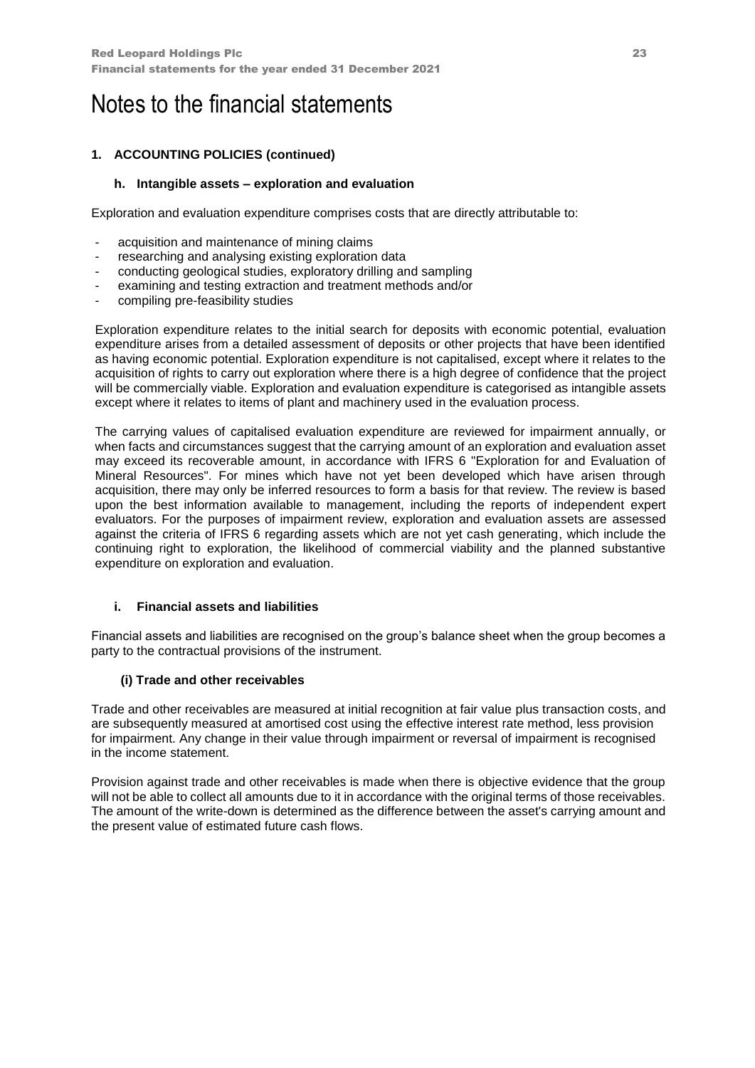# Notes to the financial statements

## 1. ACCOUNTING POLICIES (continued)

### h. Intangible assets – exploration and evaluation

Exploration and evaluation expenditure comprises costs that are directly attributable to:

- acquisition and maintenance of mining claims
- researching and analysing existing exploration data
- conducting geological studies, exploratory drilling and sampling
- examining and testing extraction and treatment methods and/or
- compiling pre-feasibility studies

Exploration expenditure relates to the initial search for deposits with economic potential, evaluation expenditure arises from a detailed assessment of deposits or other projects that have been identified as having economic potential. Exploration expenditure is not capitalised, except where it relates to the acquisition of rights to carry out exploration where there is a high degree of confidence that the project will be commercially viable. Exploration and evaluation expenditure is categorised as intangible assets except where it relates to items of plant and machinery used in the evaluation process.

The carrying values of capitalised evaluation expenditure are reviewed for impairment annually, or when facts and circumstances suggest that the carrying amount of an exploration and evaluation asset may exceed its recoverable amount, in accordance with IFRS 6 "Exploration for and Evaluation of Mineral Resources". For mines which have not yet been developed which have arisen through acquisition, there may only be inferred resources to form a basis for that review. The review is based upon the best information available to management, including the reports of independent expert evaluators. For the purposes of impairment review, exploration and evaluation assets are assessed against the criteria of IFRS 6 regarding assets which are not yet cash generating, which include the continuing right to exploration, the likelihood of commercial viability and the planned substantive expenditure on exploration and evaluation.

### i. Financial assets and liabilities

Financial assets and liabilities are recognised on the group's balance sheet when the group becomes a party to the contractual provisions of the instrument.

#### (i) Trade and other receivables

Trade and other receivables are measured at initial recognition at fair value plus transaction costs, and are subsequently measured at amortised cost using the effective interest rate method, less provision for impairment. Any change in their value through impairment or reversal of impairment is recognised in the income statement.

Provision against trade and other receivables is made when there is objective evidence that the group will not be able to collect all amounts due to it in accordance with the original terms of those receivables. The amount of the write-down is determined as the difference between the asset's carrying amount and the present value of estimated future cash flows.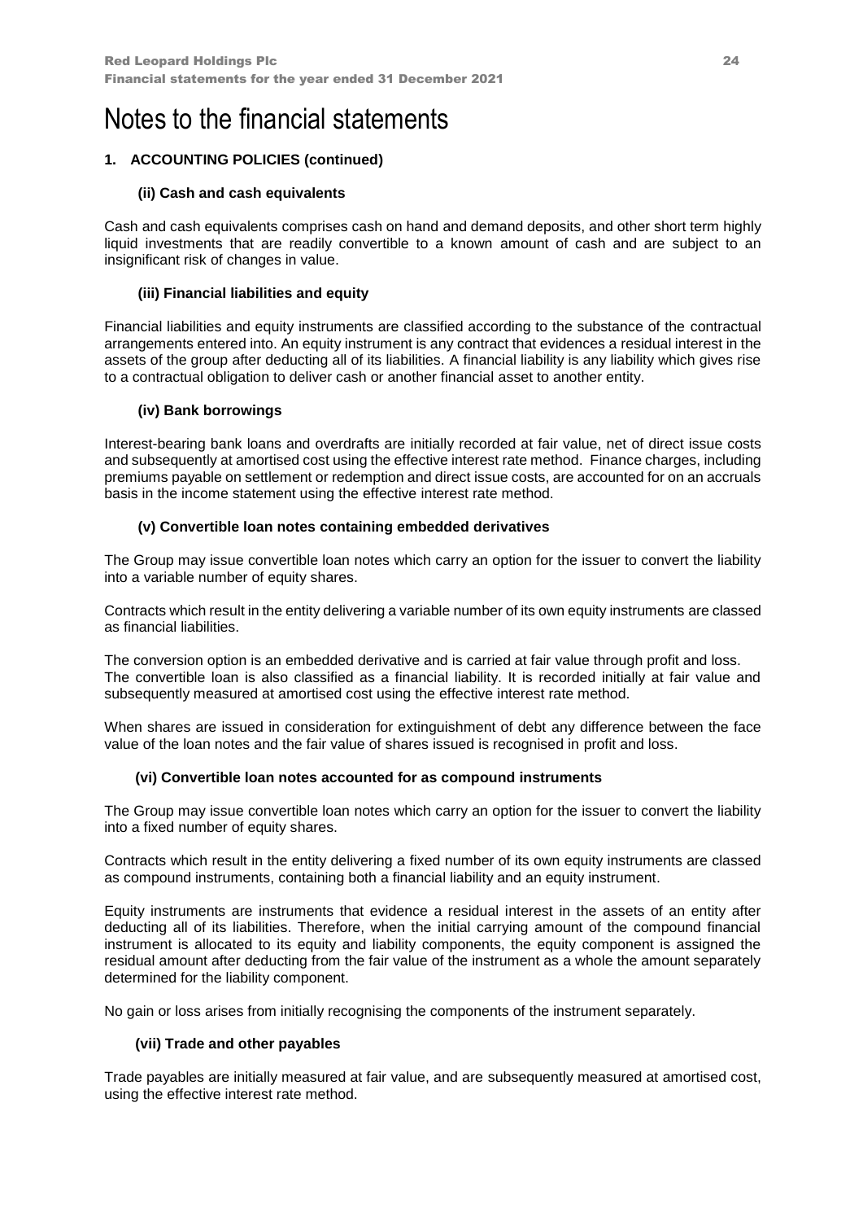# Notes to the financial statements

## 1. ACCOUNTING POLICIES (continued)

### (ii) Cash and cash equivalents

Cash and cash equivalents comprises cash on hand and demand deposits, and other short term highly liquid investments that are readily convertible to a known amount of cash and are subject to an insignificant risk of changes in value.

### (iii) Financial liabilities and equity

Financial liabilities and equity instruments are classified according to the substance of the contractual arrangements entered into. An equity instrument is any contract that evidences a residual interest in the assets of the group after deducting all of its liabilities. A financial liability is any liability which gives rise to a contractual obligation to deliver cash or another financial asset to another entity.

### (iv) Bank borrowings

Interest-bearing bank loans and overdrafts are initially recorded at fair value, net of direct issue costs and subsequently at amortised cost using the effective interest rate method. Finance charges, including premiums payable on settlement or redemption and direct issue costs, are accounted for on an accruals basis in the income statement using the effective interest rate method.

### (v) Convertible loan notes containing embedded derivatives

The Group may issue convertible loan notes which carry an option for the issuer to convert the liability into a variable number of equity shares.

Contracts which result in the entity delivering a variable number of its own equity instruments are classed as financial liabilities.

The conversion option is an embedded derivative and is carried at fair value through profit and loss. The convertible loan is also classified as a financial liability. It is recorded initially at fair value and subsequently measured at amortised cost using the effective interest rate method.

When shares are issued in consideration for extinguishment of debt any difference between the face value of the loan notes and the fair value of shares issued is recognised in profit and loss.

### (vi) Convertible loan notes accounted for as compound instruments

The Group may issue convertible loan notes which carry an option for the issuer to convert the liability into a fixed number of equity shares.

Contracts which result in the entity delivering a fixed number of its own equity instruments are classed as compound instruments, containing both a financial liability and an equity instrument.

Equity instruments are instruments that evidence a residual interest in the assets of an entity after deducting all of its liabilities. Therefore, when the initial carrying amount of the compound financial instrument is allocated to its equity and liability components, the equity component is assigned the residual amount after deducting from the fair value of the instrument as a whole the amount separately determined for the liability component.

No gain or loss arises from initially recognising the components of the instrument separately.

### (vii) Trade and other payables

Trade payables are initially measured at fair value, and are subsequently measured at amortised cost, using the effective interest rate method.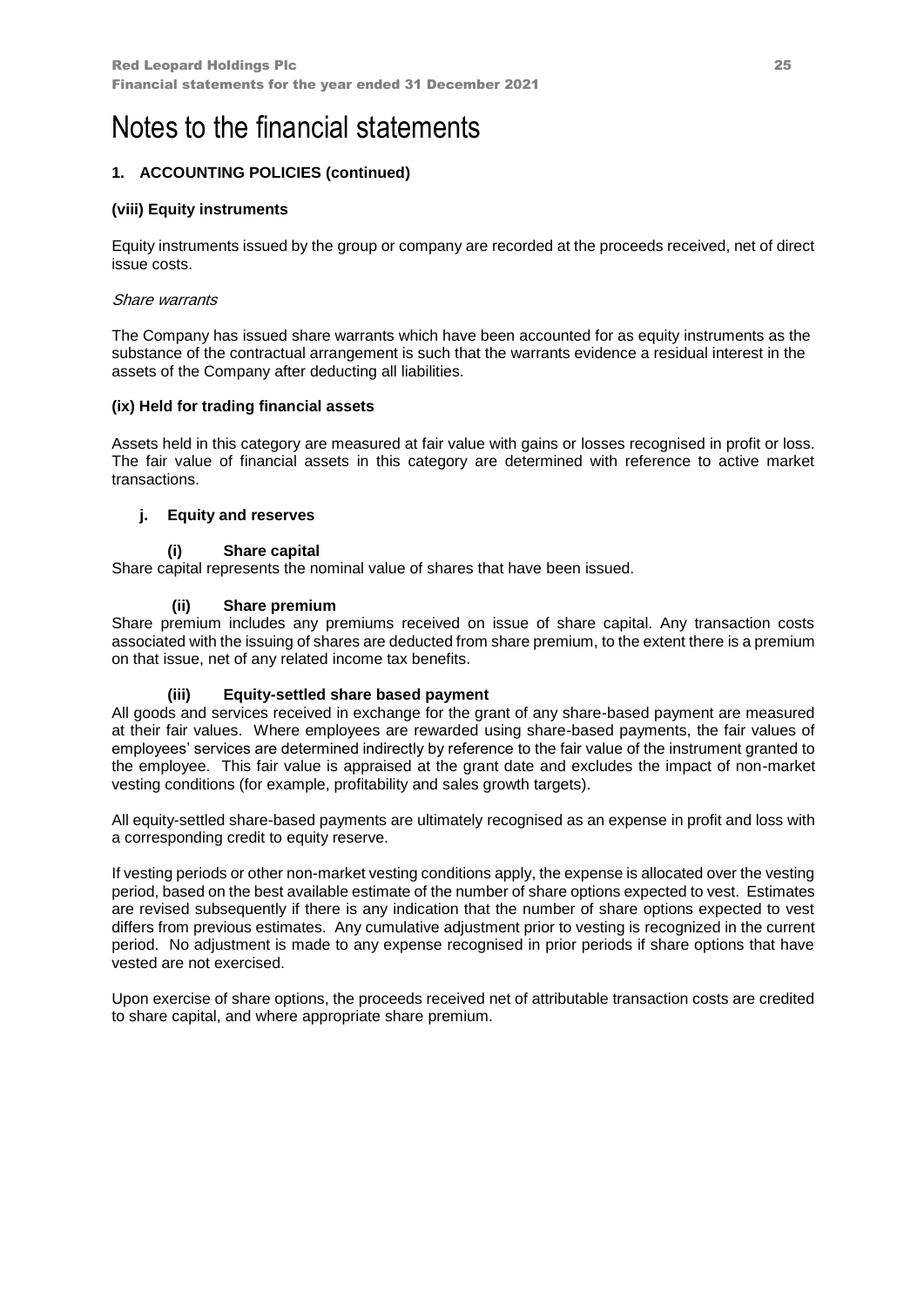# Notes to the financial statements

## 1. ACCOUNTING POLICIES (continued)

### (viii) Equity instruments

Equity instruments issued by the group or company are recorded at the proceeds received, net of direct issue costs.

*Share warrants*

The Company has issued share warrants which have been accounted for as equity instruments as the substance of the contractual arrangement is such that the warrants evidence a residual interest in the assets of the Company after deducting all liabilities.

### (ix) Held for trading financial assets

Assets held in this category are measured at fair value with gains or losses recognised in profit or loss. The fair value of financial assets in this category are determined with reference to active market transactions.

### j. Equity and reserves

#### (i) Share capital

Share capital represents the nominal value of shares that have been issued.

#### (ii) Share premium

Share premium includes any premiums received on issue of share capital. Any transaction costs associated with the issuing of shares are deducted from share premium, to the extent there is a premium on that issue, net of any related income tax benefits.

#### (iii) Equity-settled share based payment

All goods and services received in exchange for the grant of any share-based payment are measured at their fair values. Where employees are rewarded using share-based payments, the fair values of employees' services are determined indirectly by reference to the fair value of the instrument granted to the employee. This fair value is appraised at the grant date and excludes the impact of non-market vesting conditions (for example, profitability and sales growth targets).

All equity-settled share-based payments are ultimately recognised as an expense in profit and loss with a corresponding credit to equity reserve.

If vesting periods or other non-market vesting conditions apply, the expense is allocated over the vesting period, based on the best available estimate of the number of share options expected to vest. Estimates are revised subsequently if there is any indication that the number of share options expected to vest differs from previous estimates. Any cumulative adjustment prior to vesting is recognized in the current period. No adjustment is made to any expense recognised in prior periods if share options that have vested are not exercised.

Upon exercise of share options, the proceeds received net of attributable transaction costs are credited to share capital, and where appropriate share premium.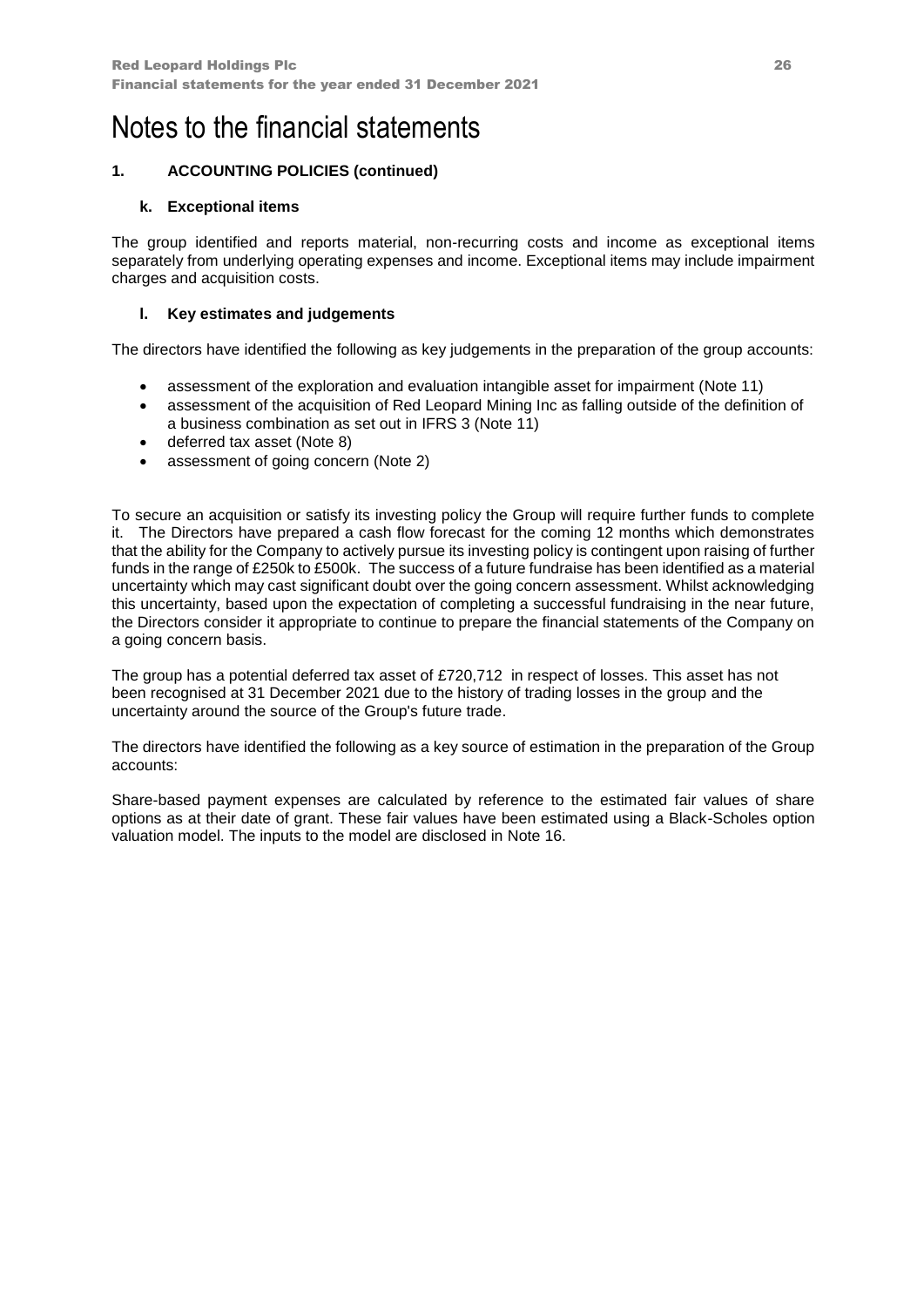# Notes to the financial statements

## 1. ACCOUNTING POLICIES (continued)

### k. Exceptional items

The group identified and reports material, non-recurring costs and income as exceptional items separately from underlying operating expenses and income. Exceptional items may include impairment charges and acquisition costs.

### l. Key estimates and judgements

The directors have identified the following as key judgements in the preparation of the group accounts:

- assessment of the exploration and evaluation intangible asset for impairment (Note 11)
- assessment of the acquisition of Red Leopard Mining Inc as falling outside of the definition of a business combination as set out in IFRS 3 (Note 11)
- deferred tax asset (Note 8)
- assessment of going concern (Note 2)

To secure an acquisition or satisfy its investing policy the Group will require further funds to complete it. The Directors have prepared a cash flow forecast for the coming 12 months which demonstrates that the ability for the Company to actively pursue its investing policy is contingent upon raising of further funds in the range of £250k to £500k. The success of a future fundraise has been identified as a material uncertainty which may cast significant doubt over the going concern assessment. Whilst acknowledging this uncertainty, based upon the expectation of completing a successful fundraising in the near future, the Directors consider it appropriate to continue to prepare the financial statements of the Company on a going concern basis.

The group has a potential deferred tax asset of £720,712 in respect of losses. This asset has not been recognised at 31 December 2021 due to the history of trading losses in the group and the uncertainty around the source of the Group's future trade.

The directors have identified the following as a key source of estimation in the preparation of the Group accounts:

Share-based payment expenses are calculated by reference to the estimated fair values of share options as at their date of grant. These fair values have been estimated using a Black-Scholes option valuation model. The inputs to the model are disclosed in Note 16.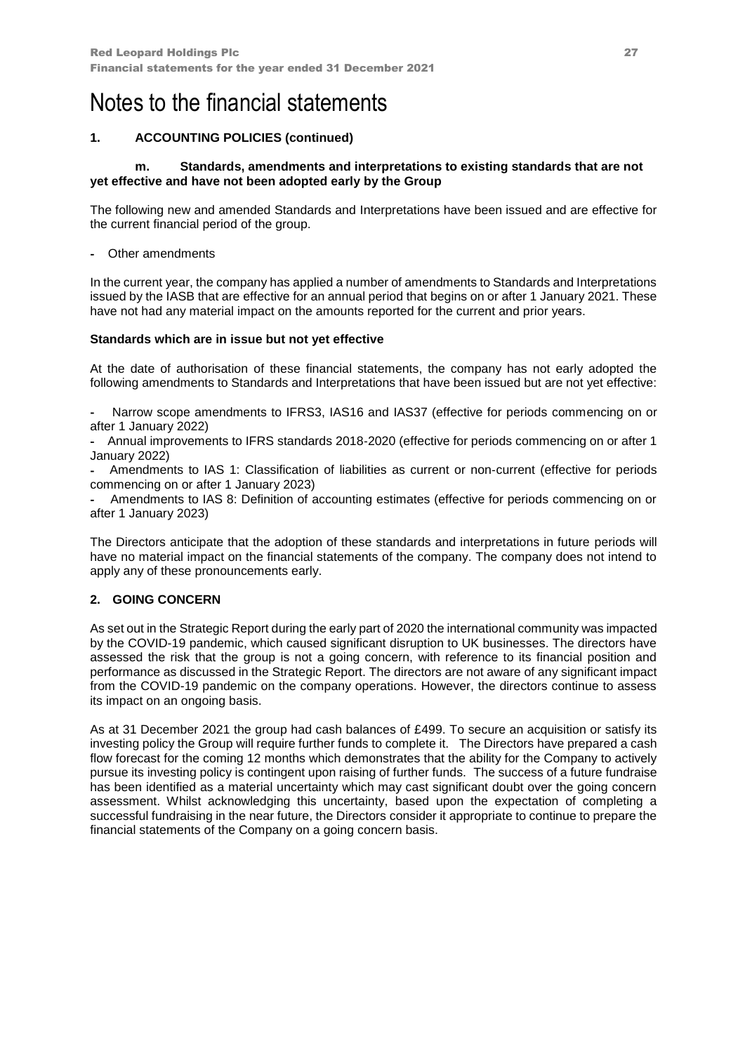# Notes to the financial statements

## 1. ACCOUNTING POLICIES (continued)

### m. Standards, amendments and interpretations to existing standards that are not yet effective and have not been adopted early by the Group

The following new and amended Standards and Interpretations have been issued and are effective for the current financial period of the group.

- Other amendments

In the current year, the company has applied a number of amendments to Standards and Interpretations issued by the IASB that are effective for an annual period that begins on or after 1 January 2021. These have not had any material impact on the amounts reported for the current and prior years.

**Standards which are in issue but not yet effective**

At the date of authorisation of these financial statements, the company has not early adopted the following amendments to Standards and Interpretations that have been issued but are not yet effective:

- Narrow scope amendments to IFRS3, IAS16 and IAS37 (effective for periods commencing on or after 1 January 2022)
- Annual improvements to IFRS standards 2018-2020 (effective for periods commencing on or after 1 January 2022)
- Amendments to IAS 1: Classification of liabilities as current or non-current (effective for periods commencing on or after 1 January 2023)
- Amendments to IAS 8: Definition of accounting estimates (effective for periods commencing on or after 1 January 2023)

The Directors anticipate that the adoption of these standards and interpretations in future periods will have no material impact on the financial statements of the company. The company does not intend to apply any of these pronouncements early.

## 2. GOING CONCERN

As set out in the Strategic Report during the early part of 2020 the international community was impacted by the COVID-19 pandemic, which caused significant disruption to UK businesses. The directors have assessed the risk that the group is not a going concern, with reference to its financial position and performance as discussed in the Strategic Report. The directors are not aware of any significant impact from the COVID-19 pandemic on the company operations. However, the directors continue to assess its impact on an ongoing basis.

As at 31 December 2021 the group had cash balances of £499. To secure an acquisition or satisfy its investing policy the Group will require further funds to complete it. The Directors have prepared a cash flow forecast for the coming 12 months which demonstrates that the ability for the Company to actively pursue its investing policy is contingent upon raising of further funds. The success of a future fundraise has been identified as a material uncertainty which may cast significant doubt over the going concern assessment. Whilst acknowledging this uncertainty, based upon the expectation of completing a successful fundraising in the near future, the Directors consider it appropriate to continue to prepare the financial statements of the Company on a going concern basis.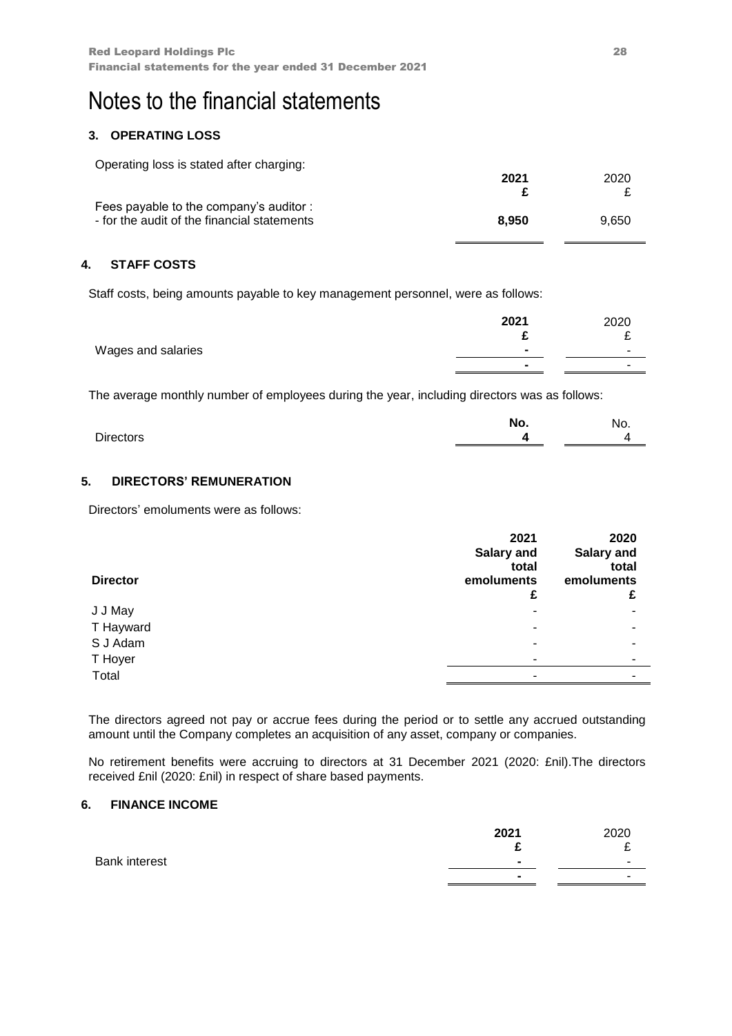# Notes to the financial statements

### 3. OPERATING LOSS

Operating loss is stated after charging:

| | 2021 | 2020 |
|---|---|---|
| | **£** | £ |
| Fees payable to the company's auditor : | | |
| - for the audit of the financial statements | **8,950** | 9,650 |

### 4. STAFF COSTS

Staff costs, being amounts payable to key management personnel, were as follows:

| | 2021 | 2020 |
|---|---|---|
| | **£** | £ |
| Wages and salaries | **-** | - |
| | **-** | - |

The average monthly number of employees during the year, including directors was as follows:

| | No. | No. |
|---|---|---|
| Directors | **4** | 4 |

### 5. DIRECTORS' REMUNERATION

Directors' emoluments were as follows:

| **Director** | **2021 Salary and total emoluments £** | **2020 Salary and total emoluments £** |
|---|---|---|
| J J May | - | - |
| T Hayward | - | - |
| S J Adam | - | - |
| T Hoyer | - | - |
| Total | - | - |

The directors agreed not pay or accrue fees during the period or to settle any accrued outstanding amount until the Company completes an acquisition of any asset, company or companies.

No retirement benefits were accruing to directors at 31 December 2021 (2020: £nil).The directors received £nil (2020: £nil) in respect of share based payments.

### 6. FINANCE INCOME

| | 2021 | 2020 |
|---|---|---|
| | **£** | £ |
| Bank interest | **-** | - |
| | **-** | - |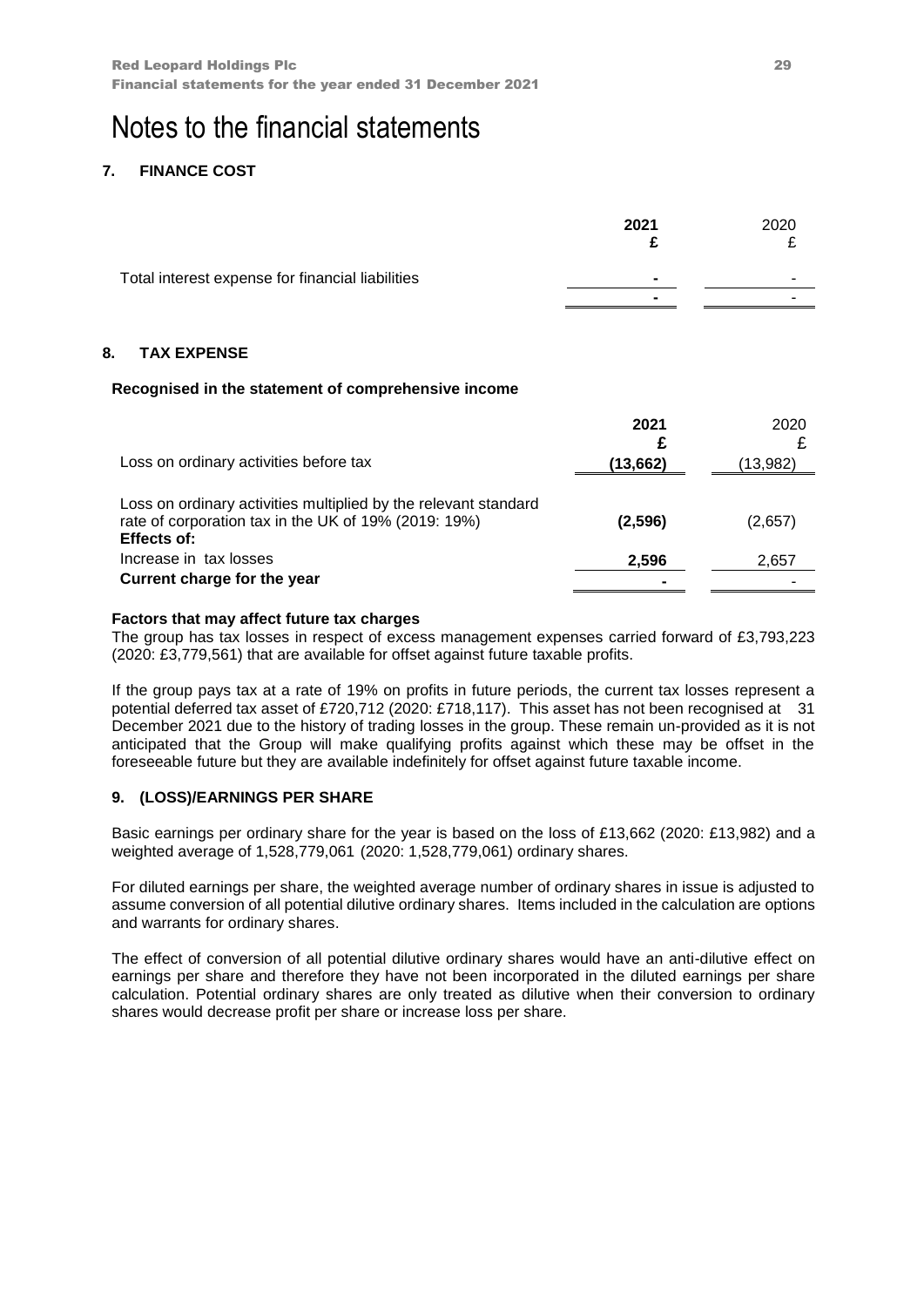# Notes to the financial statements

## 7. FINANCE COST

| | 2021 £ | 2020 £ |
|---|---|---|
| Total interest expense for financial liabilities | - | - |
| | - | - |

## 8. TAX EXPENSE

**Recognised in the statement of comprehensive income**

| | 2021 £ | 2020 £ |
|---|---|---|
| Loss on ordinary activities before tax | (13,662) | (13,982) |
| Loss on ordinary activities multiplied by the relevant standard rate of corporation tax in the UK of 19% (2019: 19%) | (2,596) | (2,657) |
| **Effects of:** | | |
| Increase in tax losses | 2,596 | 2,657 |
| **Current charge for the year** | - | - |

**Factors that may affect future tax charges**

The group has tax losses in respect of excess management expenses carried forward of £3,793,223 (2020: £3,779,561) that are available for offset against future taxable profits.

If the group pays tax at a rate of 19% on profits in future periods, the current tax losses represent a potential deferred tax asset of £720,712 (2020: £718,117). This asset has not been recognised at 31 December 2021 due to the history of trading losses in the group. These remain un-provided as it is not anticipated that the Group will make qualifying profits against which these may be offset in the foreseeable future but they are available indefinitely for offset against future taxable income.

## 9. (LOSS)/EARNINGS PER SHARE

Basic earnings per ordinary share for the year is based on the loss of £13,662 (2020: £13,982) and a weighted average of 1,528,779,061 (2020: 1,528,779,061) ordinary shares.

For diluted earnings per share, the weighted average number of ordinary shares in issue is adjusted to assume conversion of all potential dilutive ordinary shares. Items included in the calculation are options and warrants for ordinary shares.

The effect of conversion of all potential dilutive ordinary shares would have an anti-dilutive effect on earnings per share and therefore they have not been incorporated in the diluted earnings per share calculation. Potential ordinary shares are only treated as dilutive when their conversion to ordinary shares would decrease profit per share or increase loss per share.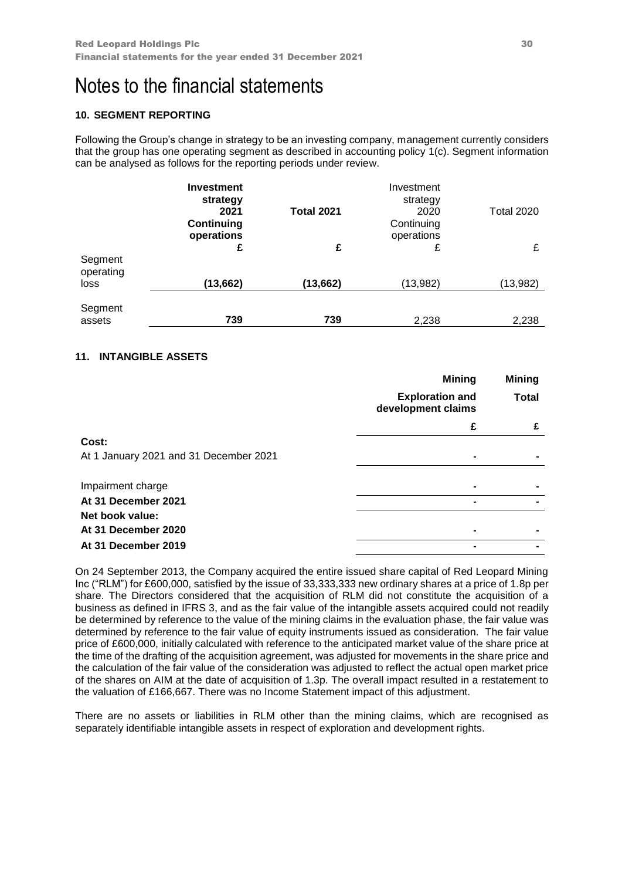# Notes to the financial statements

### 10. SEGMENT REPORTING

Following the Group's change in strategy to be an investing company, management currently considers that the group has one operating segment as described in accounting policy 1(c). Segment information can be analysed as follows for the reporting periods under review.

| | **Investment strategy 2021 Continuing operations** | **Total 2021** | Investment strategy 2020 Continuing operations | Total 2020 |
|---|---|---|---|---|
| | **£** | **£** | £ | £ |
| Segment operating loss | **(13,662)** | **(13,662)** | (13,982) | (13,982) |
| Segment assets | **739** | **739** | 2,238 | 2,238 |

### 11. INTANGIBLE ASSETS

| | **Mining** | **Mining** |
|---|---|---|
| | **Exploration and development claims** | **Total** |
| | **£** | **£** |
| **Cost:** | | |
| At 1 January 2021 and 31 December 2021 | - | - |
| Impairment charge | - | - |
| **At 31 December 2021** | - | - |
| **Net book value:** | | |
| **At 31 December 2020** | - | - |
| **At 31 December 2019** | - | - |

On 24 September 2013, the Company acquired the entire issued share capital of Red Leopard Mining Inc ("RLM") for £600,000, satisfied by the issue of 33,333,333 new ordinary shares at a price of 1.8p per share. The Directors considered that the acquisition of RLM did not constitute the acquisition of a business as defined in IFRS 3, and as the fair value of the intangible assets acquired could not readily be determined by reference to the value of the mining claims in the evaluation phase, the fair value was determined by reference to the fair value of equity instruments issued as consideration. The fair value price of £600,000, initially calculated with reference to the anticipated market value of the share price at the time of the drafting of the acquisition agreement, was adjusted for movements in the share price and the calculation of the fair value of the consideration was adjusted to reflect the actual open market price of the shares on AIM at the date of acquisition of 1.3p. The overall impact resulted in a restatement to the valuation of £166,667. There was no Income Statement impact of this adjustment.

There are no assets or liabilities in RLM other than the mining claims, which are recognised as separately identifiable intangible assets in respect of exploration and development rights.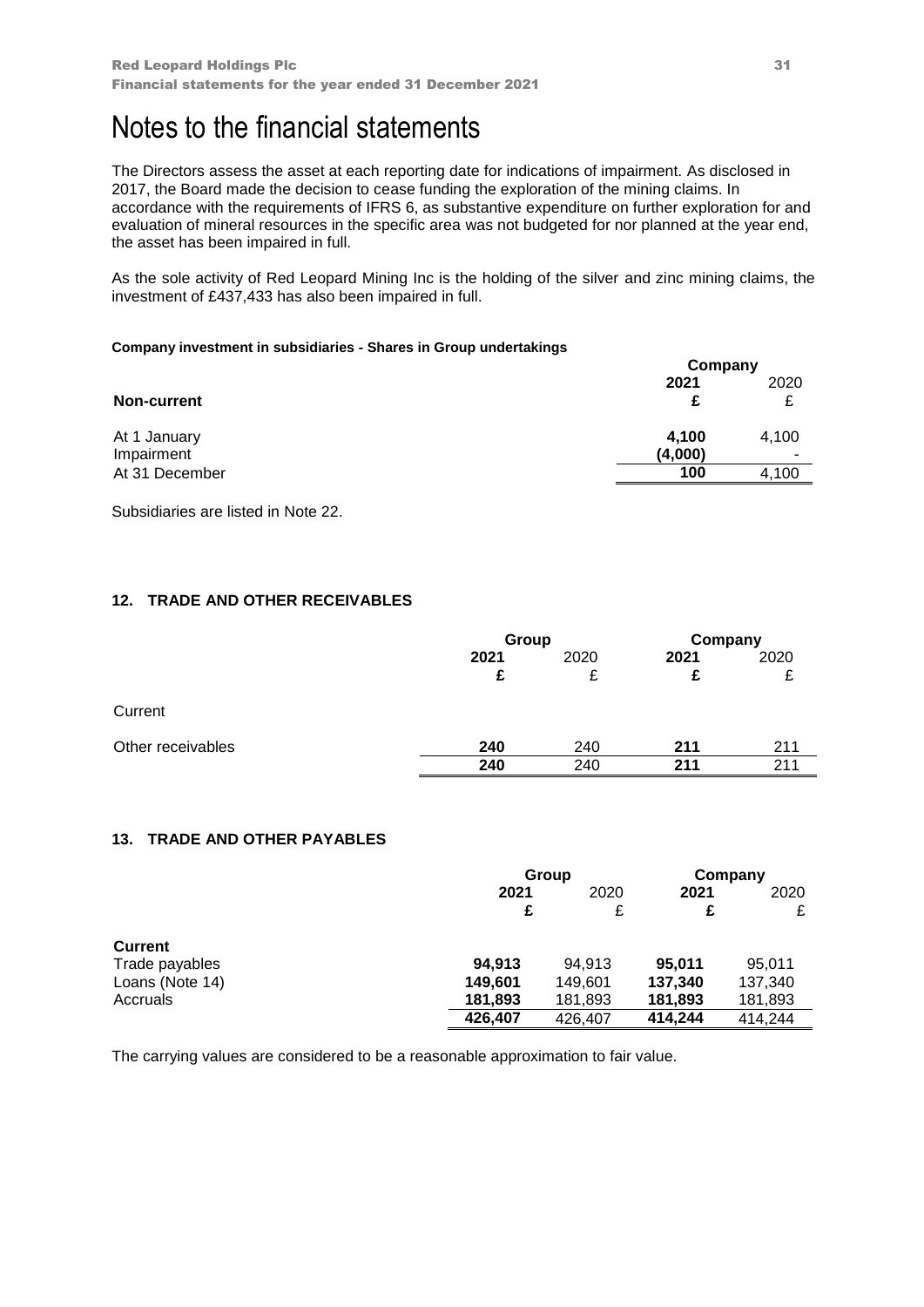# Notes to the financial statements

The Directors assess the asset at each reporting date for indications of impairment. As disclosed in 2017, the Board made the decision to cease funding the exploration of the mining claims. In accordance with the requirements of IFRS 6, as substantive expenditure on further exploration for and evaluation of mineral resources in the specific area was not budgeted for nor planned at the year end, the asset has been impaired in full.

As the sole activity of Red Leopard Mining Inc is the holding of the silver and zinc mining claims, the investment of £437,433 has also been impaired in full.

**Company investment in subsidiaries - Shares in Group undertakings**

| | Company | |
|---|---|---|
| | **2021** | 2020 |
| **Non-current** | **£** | £ |
| At 1 January | **4,100** | 4,100 |
| Impairment | **(4,000)** | - |
| At 31 December | **100** | 4,100 |

Subsidiaries are listed in Note 22.

## 12. TRADE AND OTHER RECEIVABLES

| | Group | | Company | |
|---|---|---|---|---|
| | **2021** | 2020 | **2021** | 2020 |
| | **£** | £ | **£** | £ |
| Current | | | | |
| Other receivables | **240** | 240 | **211** | 211 |
| | **240** | 240 | **211** | 211 |

## 13. TRADE AND OTHER PAYABLES

| | Group | | Company | |
|---|---|---|---|---|
| | **2021** | 2020 | **2021** | 2020 |
| | **£** | £ | **£** | £ |
| **Current** | | | | |
| Trade payables | **94,913** | 94,913 | **95,011** | 95,011 |
| Loans (Note 14) | **149,601** | 149,601 | **137,340** | 137,340 |
| Accruals | **181,893** | 181,893 | **181,893** | 181,893 |
| | **426,407** | 426,407 | **414,244** | 414,244 |

The carrying values are considered to be a reasonable approximation to fair value.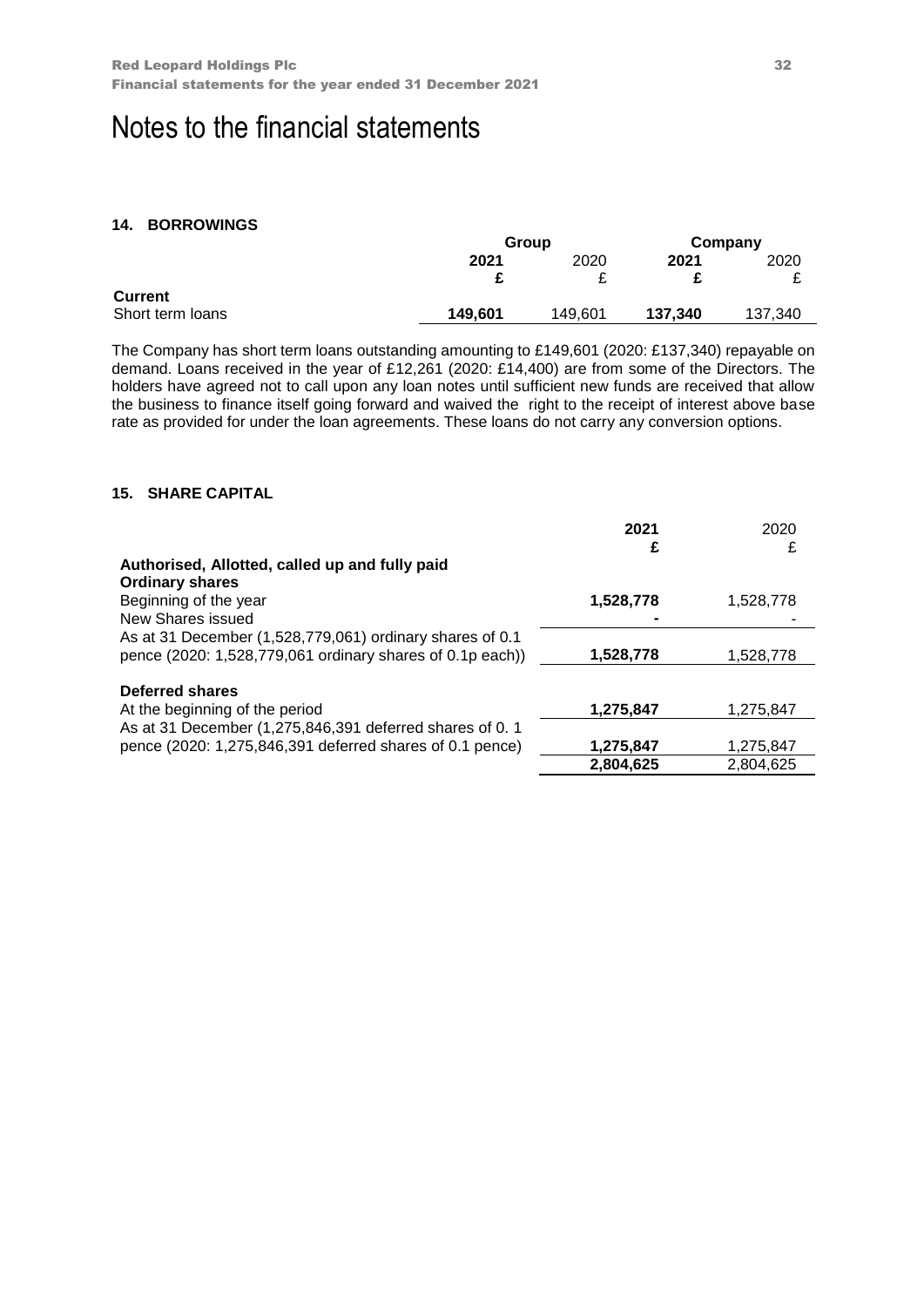# Notes to the financial statements

## 14. BORROWINGS

| | Group | | Company | |
|---|---|---|---|---|
| | **2021** | 2020 | **2021** | 2020 |
| | **£** | £ | **£** | £ |
| **Current** | | | | |
| Short term loans | **149,601** | 149,601 | **137,340** | 137,340 |

The Company has short term loans outstanding amounting to £149,601 (2020: £137,340) repayable on demand. Loans received in the year of £12,261 (2020: £14,400) are from some of the Directors. The holders have agreed not to call upon any loan notes until sufficient new funds are received that allow the business to finance itself going forward and waived the right to the receipt of interest above base rate as provided for under the loan agreements. These loans do not carry any conversion options.

## 15. SHARE CAPITAL

| | **2021** | 2020 |
|---|---|---|
| | **£** | £ |
| **Authorised, Allotted, called up and fully paid** | | |
| **Ordinary shares** | | |
| Beginning of the year | **1,528,778** | 1,528,778 |
| New Shares issued | **-** | - |
| As at 31 December (1,528,779,061) ordinary shares of 0.1 pence (2020: 1,528,779,061 ordinary shares of 0.1p each)) | **1,528,778** | 1,528,778 |
| | | |
| **Deferred shares** | | |
| At the beginning of the period | **1,275,847** | 1,275,847 |
| As at 31 December (1,275,846,391 deferred shares of 0. 1 pence (2020: 1,275,846,391 deferred shares of 0.1 pence) | **1,275,847** | 1,275,847 |
| | **2,804,625** | 2,804,625 |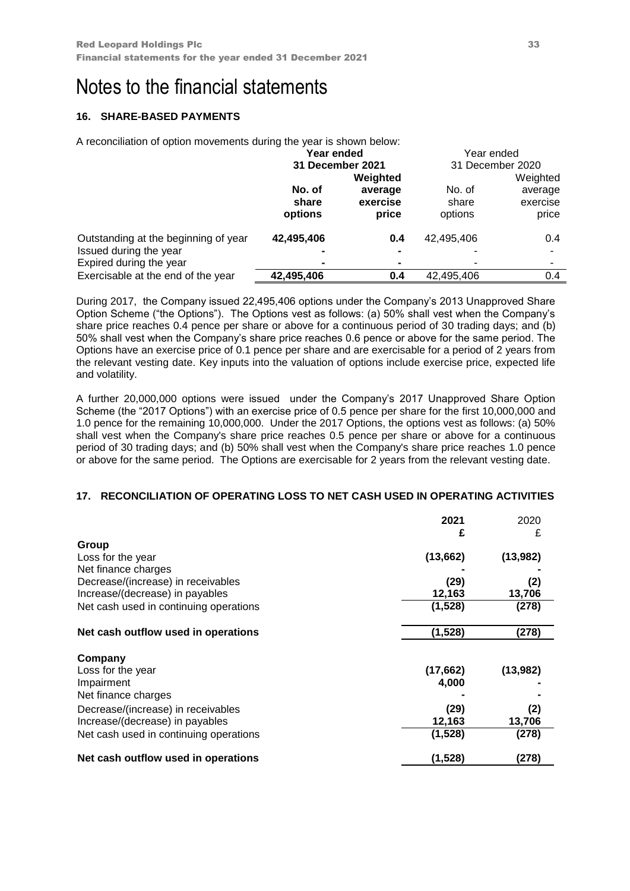# Notes to the financial statements

## 16. SHARE-BASED PAYMENTS

A reconciliation of option movements during the year is shown below:

| | **Year ended 31 December 2021** | | Year ended 31 December 2020 | |
|---|---|---|---|---|
| | **No. of share options** | **Weighted average exercise price** | No. of share options | Weighted average exercise price |
| Outstanding at the beginning of year | **42,495,406** | **0.4** | 42,495,406 | 0.4 |
| Issued during the year | **-** | **-** | - | - |
| Expired during the year | **-** | **-** | - | - |
| Exercisable at the end of the year | **42,495,406** | **0.4** | 42,495,406 | 0.4 |

During 2017, the Company issued 22,495,406 options under the Company's 2013 Unapproved Share Option Scheme ("the Options"). The Options vest as follows: (a) 50% shall vest when the Company's share price reaches 0.4 pence per share or above for a continuous period of 30 trading days; and (b) 50% shall vest when the Company's share price reaches 0.6 pence or above for the same period. The Options have an exercise price of 0.1 pence per share and are exercisable for a period of 2 years from the relevant vesting date. Key inputs into the valuation of options include exercise price, expected life and volatility.

A further 20,000,000 options were issued under the Company's 2017 Unapproved Share Option Scheme (the "2017 Options") with an exercise price of 0.5 pence per share for the first 10,000,000 and 1.0 pence for the remaining 10,000,000. Under the 2017 Options, the options vest as follows: (a) 50% shall vest when the Company's share price reaches 0.5 pence per share or above for a continuous period of 30 trading days; and (b) 50% shall vest when the Company's share price reaches 1.0 pence or above for the same period. The Options are exercisable for 2 years from the relevant vesting date.

## 17. RECONCILIATION OF OPERATING LOSS TO NET CASH USED IN OPERATING ACTIVITIES

| | **2021** | 2020 |
|---|---|---|
| | **£** | £ |
| **Group** | | |
| Loss for the year | **(13,662)** | **(13,982)** |
| Net finance charges | **-** | **-** |
| Decrease/(increase) in receivables | **(29)** | **(2)** |
| Increase/(decrease) in payables | **12,163** | **13,706** |
| Net cash used in continuing operations | **(1,528)** | **(278)** |
| **Net cash outflow used in operations** | **(1,528)** | **(278)** |
| **Company** | | |
| Loss for the year | **(17,662)** | **(13,982)** |
| Impairment | **4,000** | |
| Net finance charges | **-** | **-** |
| Decrease/(increase) in receivables | **(29)** | **(2)** |
| Increase/(decrease) in payables | **12,163** | **13,706** |
| Net cash used in continuing operations | **(1,528)** | **(278)** |
| **Net cash outflow used in operations** | **(1,528)** | **(278)** |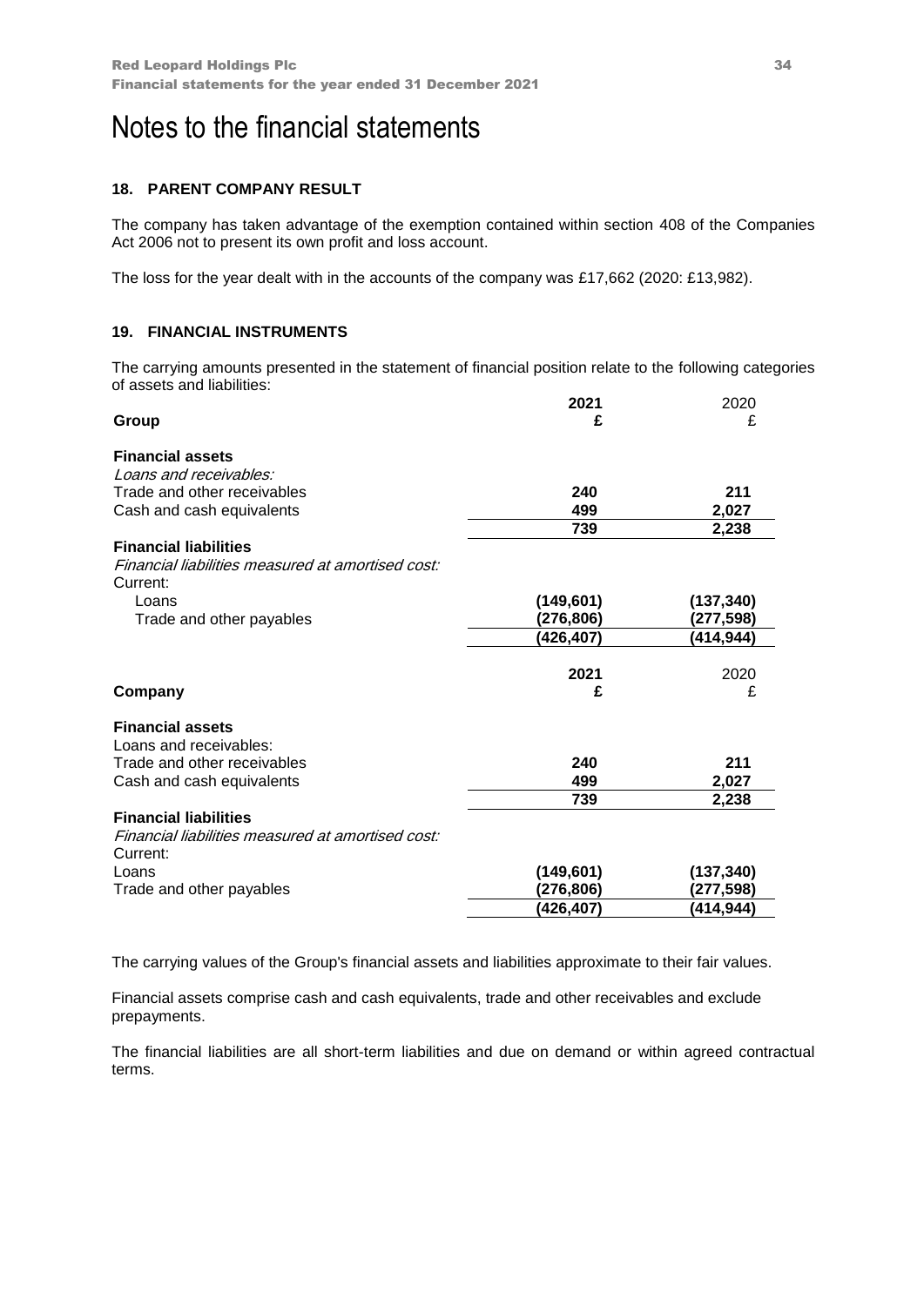# Notes to the financial statements

## 18. PARENT COMPANY RESULT

The company has taken advantage of the exemption contained within section 408 of the Companies Act 2006 not to present its own profit and loss account.

The loss for the year dealt with in the accounts of the company was £17,662 (2020: £13,982).

## 19. FINANCIAL INSTRUMENTS

The carrying amounts presented in the statement of financial position relate to the following categories of assets and liabilities:

| **Group** | **2021 £** | 2020 £ |
|---|---|---|
| **Financial assets** | | |
| *Loans and receivables:* | | |
| Trade and other receivables | **240** | **211** |
| Cash and cash equivalents | **499** | **2,027** |
| | **739** | **2,238** |
| **Financial liabilities** | | |
| *Financial liabilities measured at amortised cost:* | | |
| Current: | | |
| Loans | **(149,601)** | **(137,340)** |
| Trade and other payables | **(276,806)** | **(277,598)** |
| | **(426,407)** | **(414,944)** |

| **Company** | **2021 £** | 2020 £ |
|---|---|---|
| **Financial assets** | | |
| Loans and receivables: | | |
| Trade and other receivables | **240** | **211** |
| Cash and cash equivalents | **499** | **2,027** |
| | **739** | **2,238** |
| **Financial liabilities** | | |
| *Financial liabilities measured at amortised cost:* | | |
| Current: | | |
| Loans | **(149,601)** | **(137,340)** |
| Trade and other payables | **(276,806)** | **(277,598)** |
| | **(426,407)** | **(414,944)** |

The carrying values of the Group's financial assets and liabilities approximate to their fair values.

Financial assets comprise cash and cash equivalents, trade and other receivables and exclude prepayments.

The financial liabilities are all short-term liabilities and due on demand or within agreed contractual terms.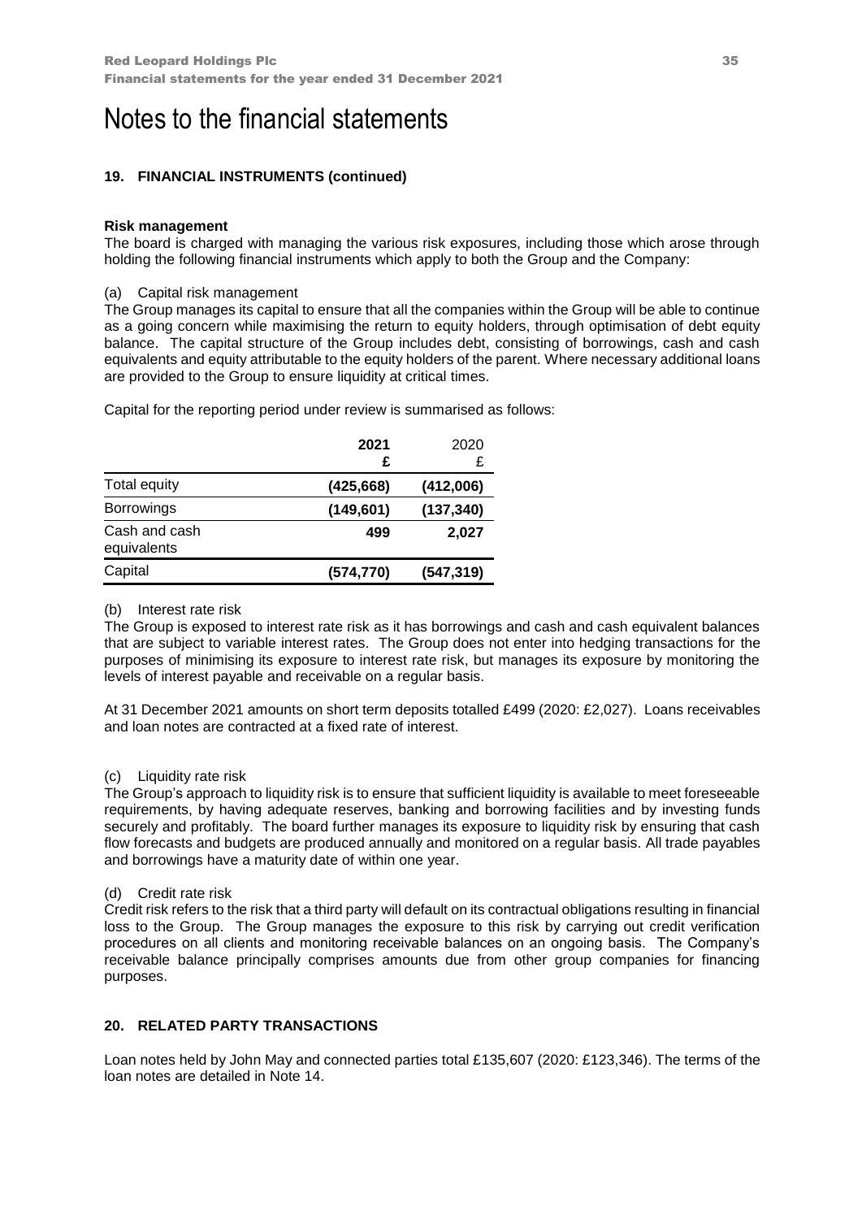# Notes to the financial statements

## 19. FINANCIAL INSTRUMENTS (continued)

**Risk management**

The board is charged with managing the various risk exposures, including those which arose through holding the following financial instruments which apply to both the Group and the Company:

(a) Capital risk management

The Group manages its capital to ensure that all the companies within the Group will be able to continue as a going concern while maximising the return to equity holders, through optimisation of debt equity balance. The capital structure of the Group includes debt, consisting of borrowings, cash and cash equivalents and equity attributable to the equity holders of the parent. Where necessary additional loans are provided to the Group to ensure liquidity at critical times.

Capital for the reporting period under review is summarised as follows:

| | **2021** **£** | 2020 £ |
|---|---|---|
| Total equity | **(425,668)** | **(412,006)** |
| Borrowings | **(149,601)** | **(137,340)** |
| Cash and cash equivalents | **499** | **2,027** |
| Capital | **(574,770)** | **(547,319)** |

(b) Interest rate risk

The Group is exposed to interest rate risk as it has borrowings and cash and cash equivalent balances that are subject to variable interest rates. The Group does not enter into hedging transactions for the purposes of minimising its exposure to interest rate risk, but manages its exposure by monitoring the levels of interest payable and receivable on a regular basis.

At 31 December 2021 amounts on short term deposits totalled £499 (2020: £2,027). Loans receivables and loan notes are contracted at a fixed rate of interest.

(c) Liquidity rate risk

The Group's approach to liquidity risk is to ensure that sufficient liquidity is available to meet foreseeable requirements, by having adequate reserves, banking and borrowing facilities and by investing funds securely and profitably. The board further manages its exposure to liquidity risk by ensuring that cash flow forecasts and budgets are produced annually and monitored on a regular basis. All trade payables and borrowings have a maturity date of within one year.

(d) Credit rate risk

Credit risk refers to the risk that a third party will default on its contractual obligations resulting in financial loss to the Group. The Group manages the exposure to this risk by carrying out credit verification procedures on all clients and monitoring receivable balances on an ongoing basis. The Company's receivable balance principally comprises amounts due from other group companies for financing purposes.

## 20. RELATED PARTY TRANSACTIONS

Loan notes held by John May and connected parties total £135,607 (2020: £123,346). The terms of the loan notes are detailed in Note 14.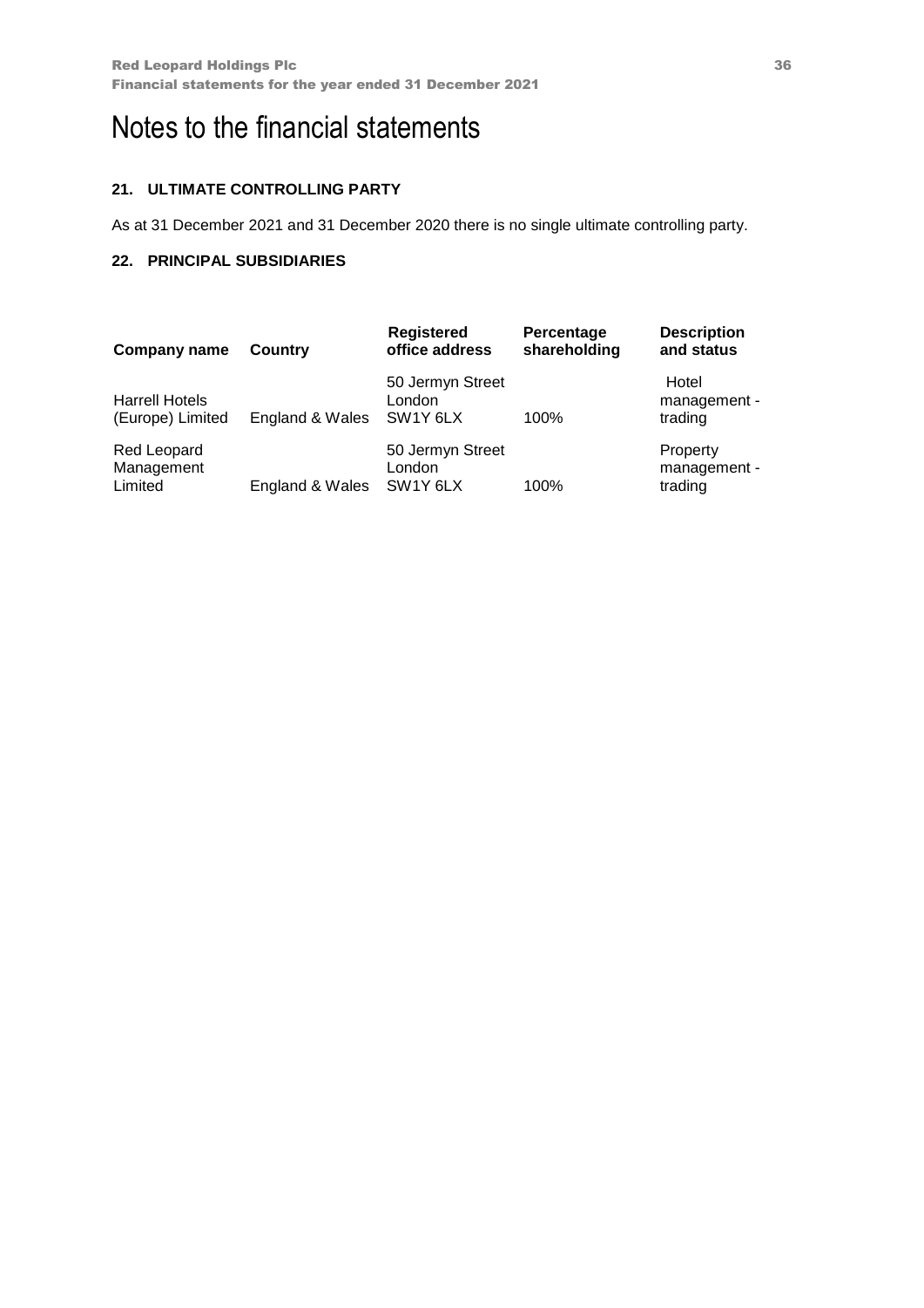# Notes to the financial statements

### 21. ULTIMATE CONTROLLING PARTY

As at 31 December 2021 and 31 December 2020 there is no single ultimate controlling party.

### 22. PRINCIPAL SUBSIDIARIES

| Company name | Country | Registered office address | Percentage shareholding | Description and status |
|---|---|---|---|---|
| Harrell Hotels (Europe) Limited | England & Wales | 50 Jermyn Street London SW1Y 6LX | 100% | Hotel management - trading |
| Red Leopard Management Limited | England & Wales | 50 Jermyn Street London SW1Y 6LX | 100% | Property management - trading |